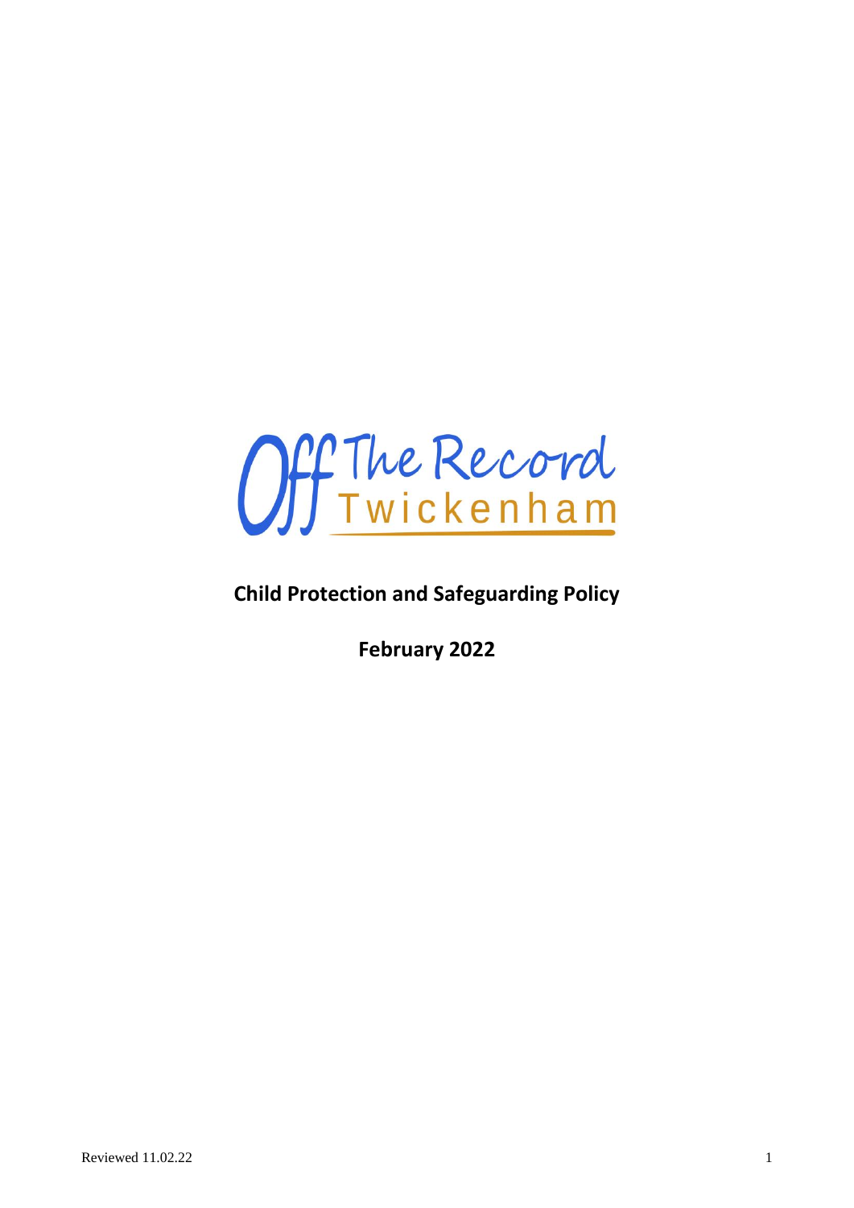Off The Record Twickenham

# Child Protection and Safeguarding Policy

**February 2022**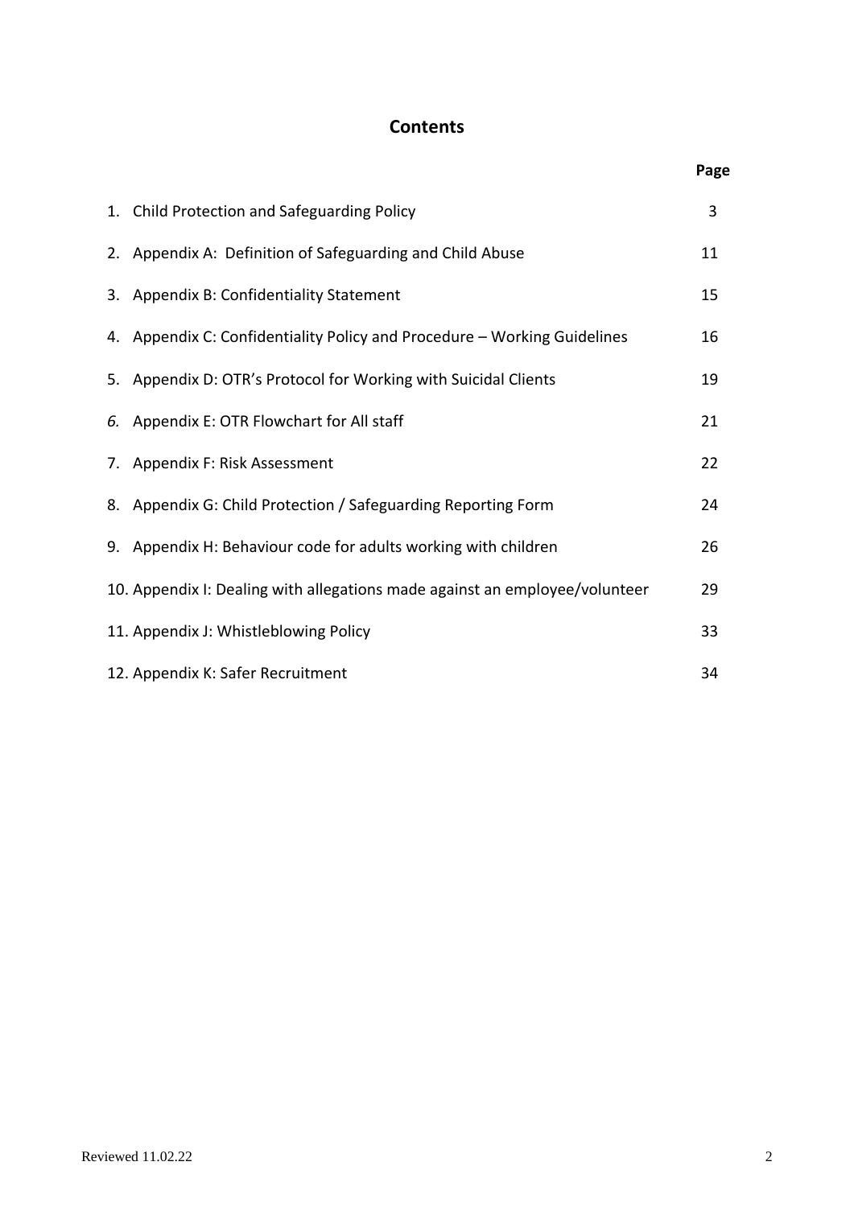# Contents

| | Page |
|---|---|
| 1. Child Protection and Safeguarding Policy | 3 |
| 2. Appendix A: Definition of Safeguarding and Child Abuse | 11 |
| 3. Appendix B: Confidentiality Statement | 15 |
| 4. Appendix C: Confidentiality Policy and Procedure – Working Guidelines | 16 |
| 5. Appendix D: OTR's Protocol for Working with Suicidal Clients | 19 |
| *6.* Appendix E: OTR Flowchart for All staff | 21 |
| 7. Appendix F: Risk Assessment | 22 |
| 8. Appendix G: Child Protection / Safeguarding Reporting Form | 24 |
| 9. Appendix H: Behaviour code for adults working with children | 26 |
| 10. Appendix I: Dealing with allegations made against an employee/volunteer | 29 |
| 11. Appendix J: Whistleblowing Policy | 33 |
| 12. Appendix K: Safer Recruitment | 34 |

Reviewed 11.02.22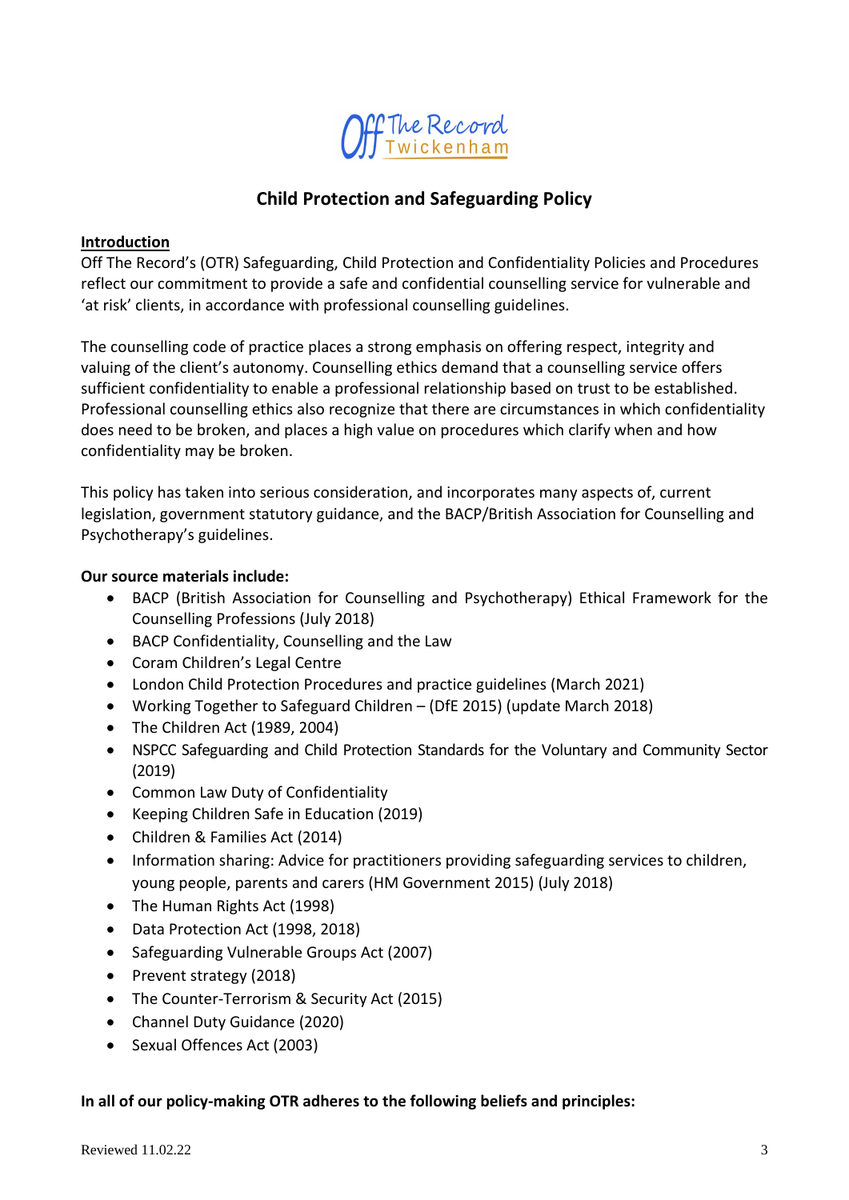Off The Record Twickenham

# Child Protection and Safeguarding Policy

**Introduction**

Off The Record's (OTR) Safeguarding, Child Protection and Confidentiality Policies and Procedures reflect our commitment to provide a safe and confidential counselling service for vulnerable and 'at risk' clients, in accordance with professional counselling guidelines.

The counselling code of practice places a strong emphasis on offering respect, integrity and valuing of the client's autonomy. Counselling ethics demand that a counselling service offers sufficient confidentiality to enable a professional relationship based on trust to be established. Professional counselling ethics also recognize that there are circumstances in which confidentiality does need to be broken, and places a high value on procedures which clarify when and how confidentiality may be broken.

This policy has taken into serious consideration, and incorporates many aspects of, current legislation, government statutory guidance, and the BACP/British Association for Counselling and Psychotherapy's guidelines.

**Our source materials include:**

- BACP (British Association for Counselling and Psychotherapy) Ethical Framework for the Counselling Professions (July 2018)
- BACP Confidentiality, Counselling and the Law
- Coram Children's Legal Centre
- London Child Protection Procedures and practice guidelines (March 2021)
- Working Together to Safeguard Children – (DfE 2015) (update March 2018)
- The Children Act (1989, 2004)
- NSPCC Safeguarding and Child Protection Standards for the Voluntary and Community Sector (2019)
- Common Law Duty of Confidentiality
- Keeping Children Safe in Education (2019)
- Children & Families Act (2014)
- Information sharing: Advice for practitioners providing safeguarding services to children, young people, parents and carers (HM Government 2015) (July 2018)
- The Human Rights Act (1998)
- Data Protection Act (1998, 2018)
- Safeguarding Vulnerable Groups Act (2007)
- Prevent strategy (2018)
- The Counter-Terrorism & Security Act (2015)
- Channel Duty Guidance (2020)
- Sexual Offences Act (2003)

**In all of our policy-making OTR adheres to the following beliefs and principles:**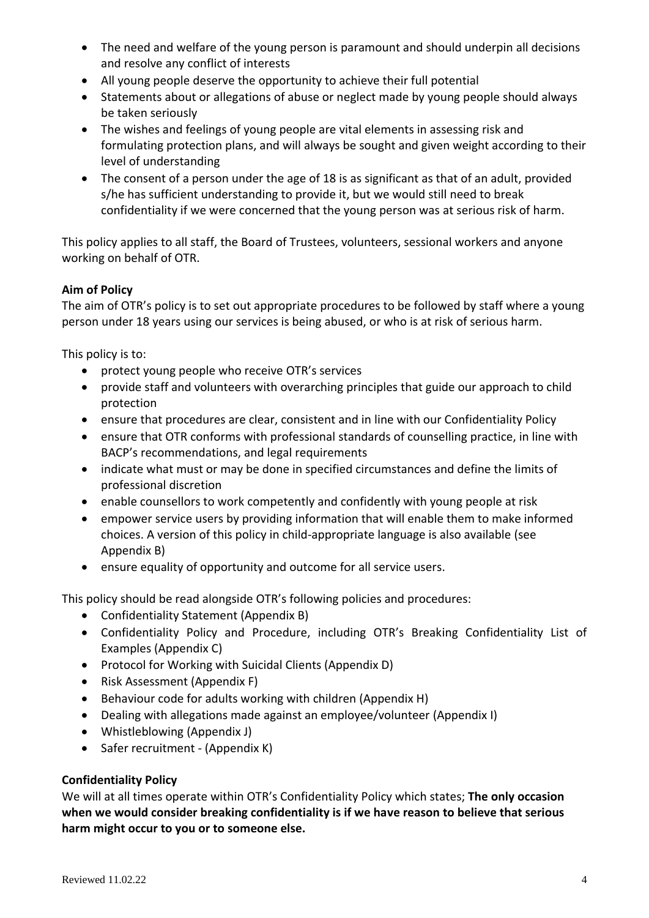- The need and welfare of the young person is paramount and should underpin all decisions and resolve any conflict of interests
- All young people deserve the opportunity to achieve their full potential
- Statements about or allegations of abuse or neglect made by young people should always be taken seriously
- The wishes and feelings of young people are vital elements in assessing risk and formulating protection plans, and will always be sought and given weight according to their level of understanding
- The consent of a person under the age of 18 is as significant as that of an adult, provided s/he has sufficient understanding to provide it, but we would still need to break confidentiality if we were concerned that the young person was at serious risk of harm.

This policy applies to all staff, the Board of Trustees, volunteers, sessional workers and anyone working on behalf of OTR.

**Aim of Policy**

The aim of OTR's policy is to set out appropriate procedures to be followed by staff where a young person under 18 years using our services is being abused, or who is at risk of serious harm.

This policy is to:

- protect young people who receive OTR's services
- provide staff and volunteers with overarching principles that guide our approach to child protection
- ensure that procedures are clear, consistent and in line with our Confidentiality Policy
- ensure that OTR conforms with professional standards of counselling practice, in line with BACP's recommendations, and legal requirements
- indicate what must or may be done in specified circumstances and define the limits of professional discretion
- enable counsellors to work competently and confidently with young people at risk
- empower service users by providing information that will enable them to make informed choices. A version of this policy in child-appropriate language is also available (see Appendix B)
- ensure equality of opportunity and outcome for all service users.

This policy should be read alongside OTR's following policies and procedures:

- Confidentiality Statement (Appendix B)
- Confidentiality Policy and Procedure, including OTR's Breaking Confidentiality List of Examples (Appendix C)
- Protocol for Working with Suicidal Clients (Appendix D)
- Risk Assessment (Appendix F)
- Behaviour code for adults working with children (Appendix H)
- Dealing with allegations made against an employee/volunteer (Appendix I)
- Whistleblowing (Appendix J)
- Safer recruitment - (Appendix K)

**Confidentiality Policy**

We will at all times operate within OTR's Confidentiality Policy which states; **The only occasion when we would consider breaking confidentiality is if we have reason to believe that serious harm might occur to you or to someone else.**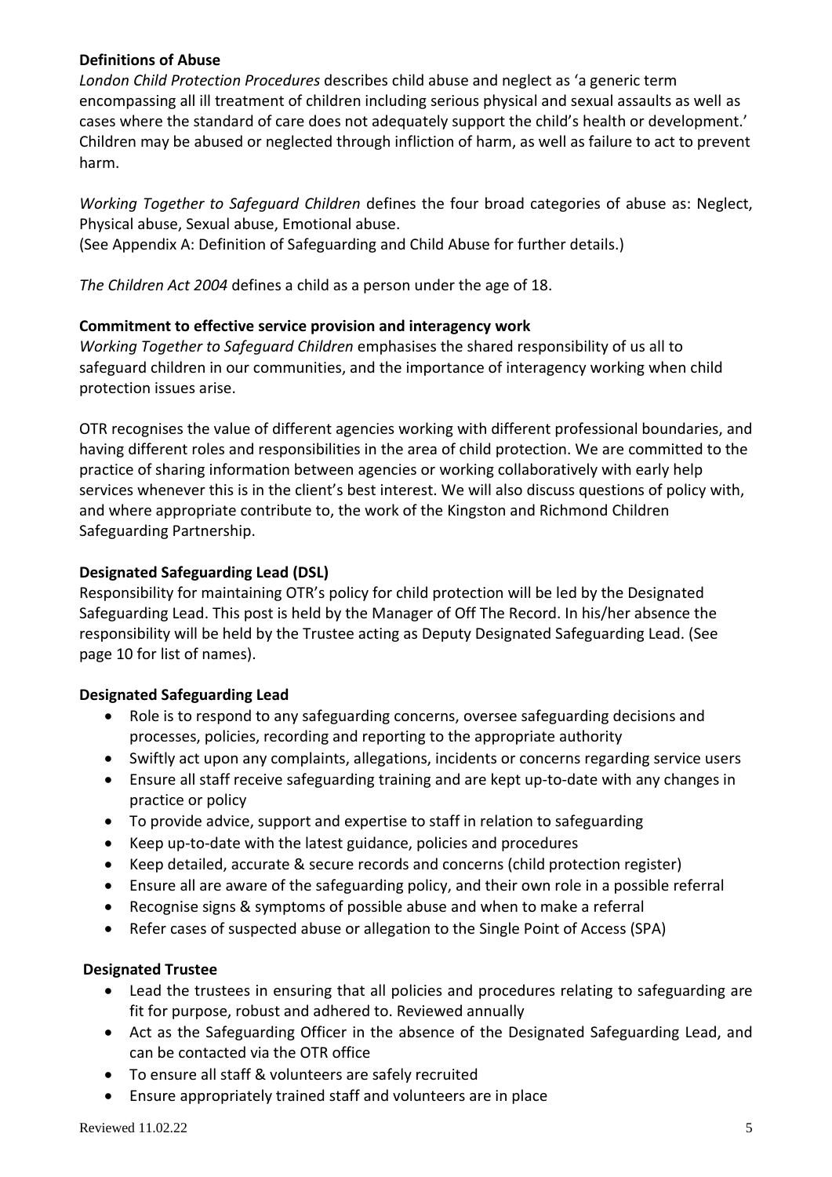**Definitions of Abuse**

*London Child Protection Procedures* describes child abuse and neglect as 'a generic term encompassing all ill treatment of children including serious physical and sexual assaults as well as cases where the standard of care does not adequately support the child's health or development.' Children may be abused or neglected through infliction of harm, as well as failure to act to prevent harm.

*Working Together to Safeguard Children* defines the four broad categories of abuse as: Neglect, Physical abuse, Sexual abuse, Emotional abuse.
(See Appendix A: Definition of Safeguarding and Child Abuse for further details.)

*The Children Act 2004* defines a child as a person under the age of 18.

**Commitment to effective service provision and interagency work**

*Working Together to Safeguard Children* emphasises the shared responsibility of us all to safeguard children in our communities, and the importance of interagency working when child protection issues arise.

OTR recognises the value of different agencies working with different professional boundaries, and having different roles and responsibilities in the area of child protection. We are committed to the practice of sharing information between agencies or working collaboratively with early help services whenever this is in the client's best interest. We will also discuss questions of policy with, and where appropriate contribute to, the work of the Kingston and Richmond Children Safeguarding Partnership.

**Designated Safeguarding Lead (DSL)**

Responsibility for maintaining OTR's policy for child protection will be led by the Designated Safeguarding Lead. This post is held by the Manager of Off The Record. In his/her absence the responsibility will be held by the Trustee acting as Deputy Designated Safeguarding Lead. (See page 10 for list of names).

**Designated Safeguarding Lead**

- Role is to respond to any safeguarding concerns, oversee safeguarding decisions and processes, policies, recording and reporting to the appropriate authority
- Swiftly act upon any complaints, allegations, incidents or concerns regarding service users
- Ensure all staff receive safeguarding training and are kept up-to-date with any changes in practice or policy
- To provide advice, support and expertise to staff in relation to safeguarding
- Keep up-to-date with the latest guidance, policies and procedures
- Keep detailed, accurate & secure records and concerns (child protection register)
- Ensure all are aware of the safeguarding policy, and their own role in a possible referral
- Recognise signs & symptoms of possible abuse and when to make a referral
- Refer cases of suspected abuse or allegation to the Single Point of Access (SPA)

**Designated Trustee**

- Lead the trustees in ensuring that all policies and procedures relating to safeguarding are fit for purpose, robust and adhered to. Reviewed annually
- Act as the Safeguarding Officer in the absence of the Designated Safeguarding Lead, and can be contacted via the OTR office
- To ensure all staff & volunteers are safely recruited
- Ensure appropriately trained staff and volunteers are in place

Reviewed 11.02.22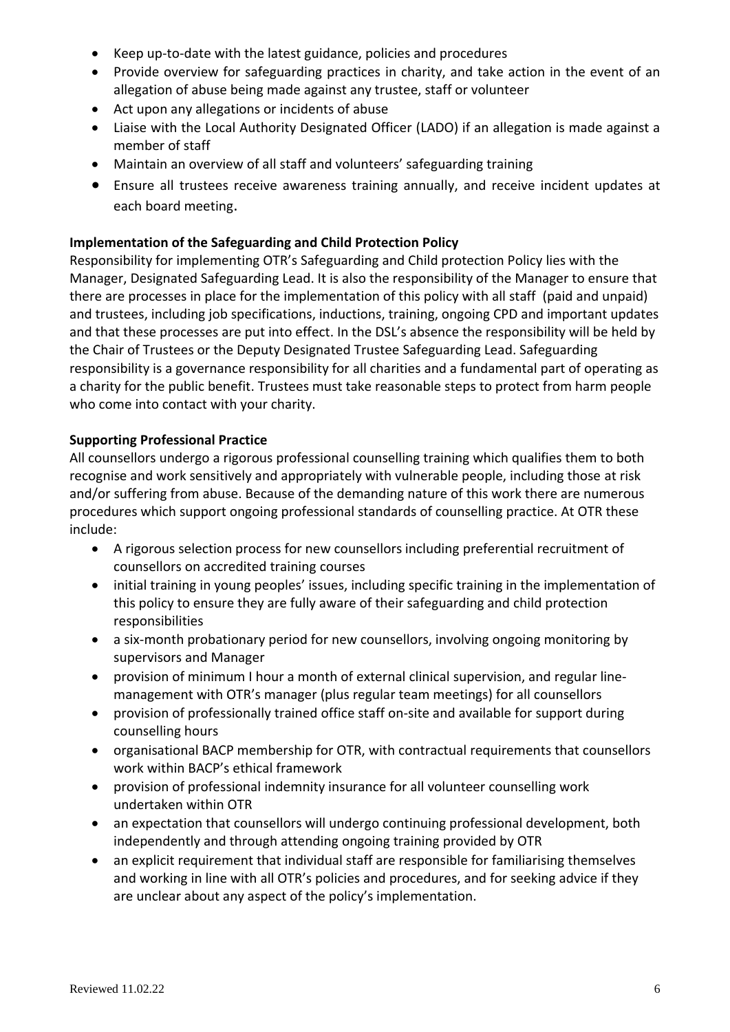- Keep up-to-date with the latest guidance, policies and procedures
- Provide overview for safeguarding practices in charity, and take action in the event of an allegation of abuse being made against any trustee, staff or volunteer
- Act upon any allegations or incidents of abuse
- Liaise with the Local Authority Designated Officer (LADO) if an allegation is made against a member of staff
- Maintain an overview of all staff and volunteers' safeguarding training
- Ensure all trustees receive awareness training annually, and receive incident updates at each board meeting.

**Implementation of the Safeguarding and Child Protection Policy**

Responsibility for implementing OTR's Safeguarding and Child protection Policy lies with the Manager, Designated Safeguarding Lead. It is also the responsibility of the Manager to ensure that there are processes in place for the implementation of this policy with all staff (paid and unpaid) and trustees, including job specifications, inductions, training, ongoing CPD and important updates and that these processes are put into effect. In the DSL's absence the responsibility will be held by the Chair of Trustees or the Deputy Designated Trustee Safeguarding Lead. Safeguarding responsibility is a governance responsibility for all charities and a fundamental part of operating as a charity for the public benefit. Trustees must take reasonable steps to protect from harm people who come into contact with your charity.

**Supporting Professional Practice**

All counsellors undergo a rigorous professional counselling training which qualifies them to both recognise and work sensitively and appropriately with vulnerable people, including those at risk and/or suffering from abuse. Because of the demanding nature of this work there are numerous procedures which support ongoing professional standards of counselling practice. At OTR these include:

- A rigorous selection process for new counsellors including preferential recruitment of counsellors on accredited training courses
- initial training in young peoples' issues, including specific training in the implementation of this policy to ensure they are fully aware of their safeguarding and child protection responsibilities
- a six-month probationary period for new counsellors, involving ongoing monitoring by supervisors and Manager
- provision of minimum I hour a month of external clinical supervision, and regular line-management with OTR's manager (plus regular team meetings) for all counsellors
- provision of professionally trained office staff on-site and available for support during counselling hours
- organisational BACP membership for OTR, with contractual requirements that counsellors work within BACP's ethical framework
- provision of professional indemnity insurance for all volunteer counselling work undertaken within OTR
- an expectation that counsellors will undergo continuing professional development, both independently and through attending ongoing training provided by OTR
- an explicit requirement that individual staff are responsible for familiarising themselves and working in line with all OTR's policies and procedures, and for seeking advice if they are unclear about any aspect of the policy's implementation.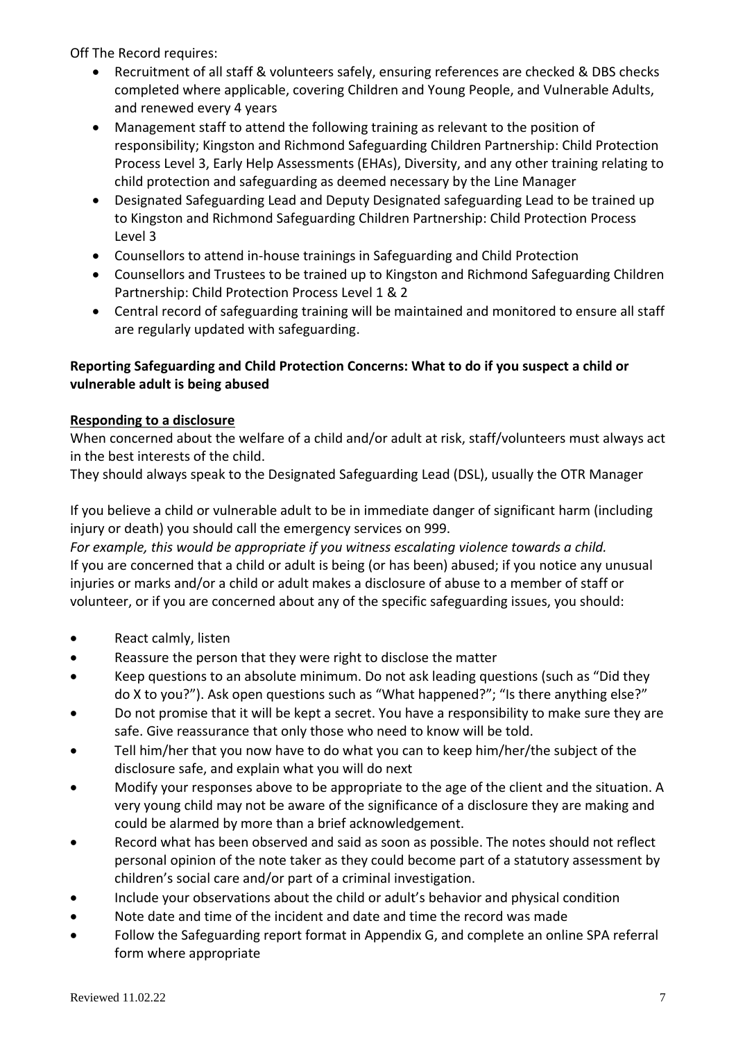Off The Record requires:

- Recruitment of all staff & volunteers safely, ensuring references are checked & DBS checks completed where applicable, covering Children and Young People, and Vulnerable Adults, and renewed every 4 years
- Management staff to attend the following training as relevant to the position of responsibility; Kingston and Richmond Safeguarding Children Partnership: Child Protection Process Level 3, Early Help Assessments (EHAs), Diversity, and any other training relating to child protection and safeguarding as deemed necessary by the Line Manager
- Designated Safeguarding Lead and Deputy Designated safeguarding Lead to be trained up to Kingston and Richmond Safeguarding Children Partnership: Child Protection Process Level 3
- Counsellors to attend in-house trainings in Safeguarding and Child Protection
- Counsellors and Trustees to be trained up to Kingston and Richmond Safeguarding Children Partnership: Child Protection Process Level 1 & 2
- Central record of safeguarding training will be maintained and monitored to ensure all staff are regularly updated with safeguarding.

**Reporting Safeguarding and Child Protection Concerns: What to do if you suspect a child or vulnerable adult is being abused**

**Responding to a disclosure**

When concerned about the welfare of a child and/or adult at risk, staff/volunteers must always act in the best interests of the child.
They should always speak to the Designated Safeguarding Lead (DSL), usually the OTR Manager

If you believe a child or vulnerable adult to be in immediate danger of significant harm (including injury or death) you should call the emergency services on 999.
*For example, this would be appropriate if you witness escalating violence towards a child.*
If you are concerned that a child or adult is being (or has been) abused; if you notice any unusual injuries or marks and/or a child or adult makes a disclosure of abuse to a member of staff or volunteer, or if you are concerned about any of the specific safeguarding issues, you should:

- React calmly, listen
- Reassure the person that they were right to disclose the matter
- Keep questions to an absolute minimum. Do not ask leading questions (such as "Did they do X to you?"). Ask open questions such as "What happened?"; "Is there anything else?"
- Do not promise that it will be kept a secret. You have a responsibility to make sure they are safe. Give reassurance that only those who need to know will be told.
- Tell him/her that you now have to do what you can to keep him/her/the subject of the disclosure safe, and explain what you will do next
- Modify your responses above to be appropriate to the age of the client and the situation. A very young child may not be aware of the significance of a disclosure they are making and could be alarmed by more than a brief acknowledgement.
- Record what has been observed and said as soon as possible. The notes should not reflect personal opinion of the note taker as they could become part of a statutory assessment by children's social care and/or part of a criminal investigation.
- Include your observations about the child or adult's behavior and physical condition
- Note date and time of the incident and date and time the record was made
- Follow the Safeguarding report format in Appendix G, and complete an online SPA referral form where appropriate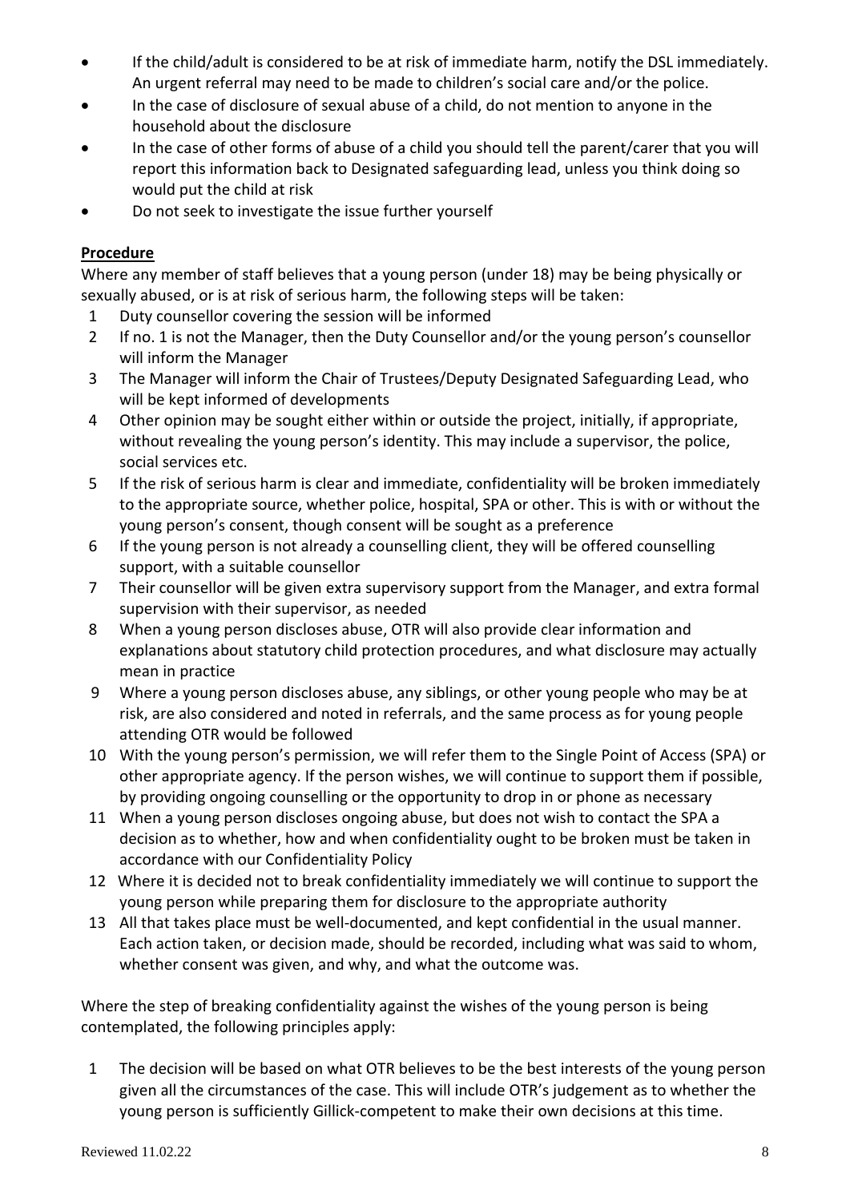- If the child/adult is considered to be at risk of immediate harm, notify the DSL immediately. An urgent referral may need to be made to children's social care and/or the police.
- In the case of disclosure of sexual abuse of a child, do not mention to anyone in the household about the disclosure
- In the case of other forms of abuse of a child you should tell the parent/carer that you will report this information back to Designated safeguarding lead, unless you think doing so would put the child at risk
- Do not seek to investigate the issue further yourself

**Procedure**

Where any member of staff believes that a young person (under 18) may be being physically or sexually abused, or is at risk of serious harm, the following steps will be taken:

1. Duty counsellor covering the session will be informed
2. If no. 1 is not the Manager, then the Duty Counsellor and/or the young person's counsellor will inform the Manager
3. The Manager will inform the Chair of Trustees/Deputy Designated Safeguarding Lead, who will be kept informed of developments
4. Other opinion may be sought either within or outside the project, initially, if appropriate, without revealing the young person's identity. This may include a supervisor, the police, social services etc.
5. If the risk of serious harm is clear and immediate, confidentiality will be broken immediately to the appropriate source, whether police, hospital, SPA or other. This is with or without the young person's consent, though consent will be sought as a preference
6. If the young person is not already a counselling client, they will be offered counselling support, with a suitable counsellor
7. Their counsellor will be given extra supervisory support from the Manager, and extra formal supervision with their supervisor, as needed
8. When a young person discloses abuse, OTR will also provide clear information and explanations about statutory child protection procedures, and what disclosure may actually mean in practice
9. Where a young person discloses abuse, any siblings, or other young people who may be at risk, are also considered and noted in referrals, and the same process as for young people attending OTR would be followed
10. With the young person's permission, we will refer them to the Single Point of Access (SPA) or other appropriate agency. If the person wishes, we will continue to support them if possible, by providing ongoing counselling or the opportunity to drop in or phone as necessary
11. When a young person discloses ongoing abuse, but does not wish to contact the SPA a decision as to whether, how and when confidentiality ought to be broken must be taken in accordance with our Confidentiality Policy
12. Where it is decided not to break confidentiality immediately we will continue to support the young person while preparing them for disclosure to the appropriate authority
13. All that takes place must be well-documented, and kept confidential in the usual manner. Each action taken, or decision made, should be recorded, including what was said to whom, whether consent was given, and why, and what the outcome was.

Where the step of breaking confidentiality against the wishes of the young person is being contemplated, the following principles apply:

1. The decision will be based on what OTR believes to be the best interests of the young person given all the circumstances of the case. This will include OTR's judgement as to whether the young person is sufficiently Gillick-competent to make their own decisions at this time.

Reviewed 11.02.22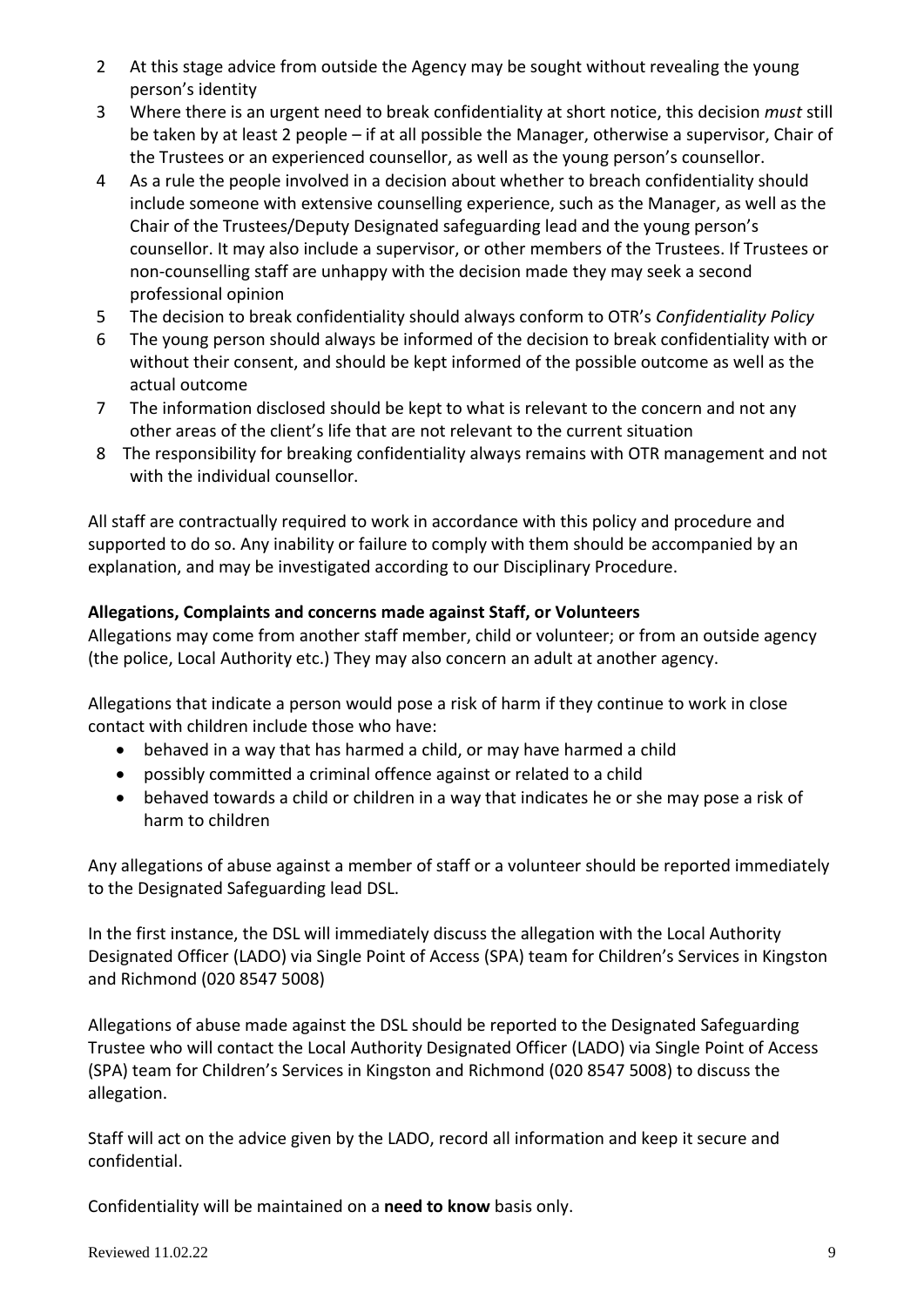2. At this stage advice from outside the Agency may be sought without revealing the young person's identity
3. Where there is an urgent need to break confidentiality at short notice, this decision *must* still be taken by at least 2 people – if at all possible the Manager, otherwise a supervisor, Chair of the Trustees or an experienced counsellor, as well as the young person's counsellor.
4. As a rule the people involved in a decision about whether to breach confidentiality should include someone with extensive counselling experience, such as the Manager, as well as the Chair of the Trustees/Deputy Designated safeguarding lead and the young person's counsellor. It may also include a supervisor, or other members of the Trustees. If Trustees or non-counselling staff are unhappy with the decision made they may seek a second professional opinion
5. The decision to break confidentiality should always conform to OTR's *Confidentiality Policy*
6. The young person should always be informed of the decision to break confidentiality with or without their consent, and should be kept informed of the possible outcome as well as the actual outcome
7. The information disclosed should be kept to what is relevant to the concern and not any other areas of the client's life that are not relevant to the current situation
8. The responsibility for breaking confidentiality always remains with OTR management and not with the individual counsellor.

All staff are contractually required to work in accordance with this policy and procedure and supported to do so. Any inability or failure to comply with them should be accompanied by an explanation, and may be investigated according to our Disciplinary Procedure.

**Allegations, Complaints and concerns made against Staff, or Volunteers**

Allegations may come from another staff member, child or volunteer; or from an outside agency (the police, Local Authority etc.) They may also concern an adult at another agency.

Allegations that indicate a person would pose a risk of harm if they continue to work in close contact with children include those who have:

- behaved in a way that has harmed a child, or may have harmed a child
- possibly committed a criminal offence against or related to a child
- behaved towards a child or children in a way that indicates he or she may pose a risk of harm to children

Any allegations of abuse against a member of staff or a volunteer should be reported immediately to the Designated Safeguarding lead DSL.

In the first instance, the DSL will immediately discuss the allegation with the Local Authority Designated Officer (LADO) via Single Point of Access (SPA) team for Children's Services in Kingston and Richmond (020 8547 5008)

Allegations of abuse made against the DSL should be reported to the Designated Safeguarding Trustee who will contact the Local Authority Designated Officer (LADO) via Single Point of Access (SPA) team for Children's Services in Kingston and Richmond (020 8547 5008) to discuss the allegation.

Staff will act on the advice given by the LADO, record all information and keep it secure and confidential.

Confidentiality will be maintained on a **need to know** basis only.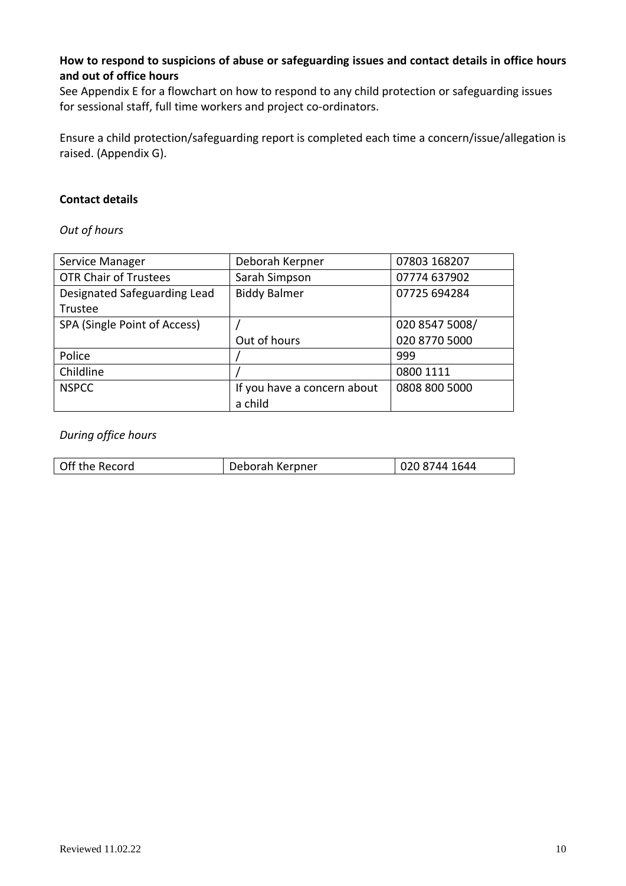**How to respond to suspicions of abuse or safeguarding issues and contact details in office hours and out of office hours**

See Appendix E for a flowchart on how to respond to any child protection or safeguarding issues for sessional staff, full time workers and project co-ordinators.

Ensure a child protection/safeguarding report is completed each time a concern/issue/allegation is raised. (Appendix G).

**Contact details**

*Out of hours*

| Service Manager | Deborah Kerpner | 07803 168207 |
|---|---|---|
| OTR Chair of Trustees | Sarah Simpson | 07774 637902 |
| Designated Safeguarding Lead Trustee | Biddy Balmer | 07725 694284 |
| SPA (Single Point of Access) | / Out of hours | 020 8547 5008/ 020 8770 5000 |
| Police | / | 999 |
| Childline | / | 0800 1111 |
| NSPCC | If you have a concern about a child | 0808 800 5000 |

*During office hours*

| Off the Record | Deborah Kerpner | 020 8744 1644 |
|---|---|---|

Reviewed 11.02.22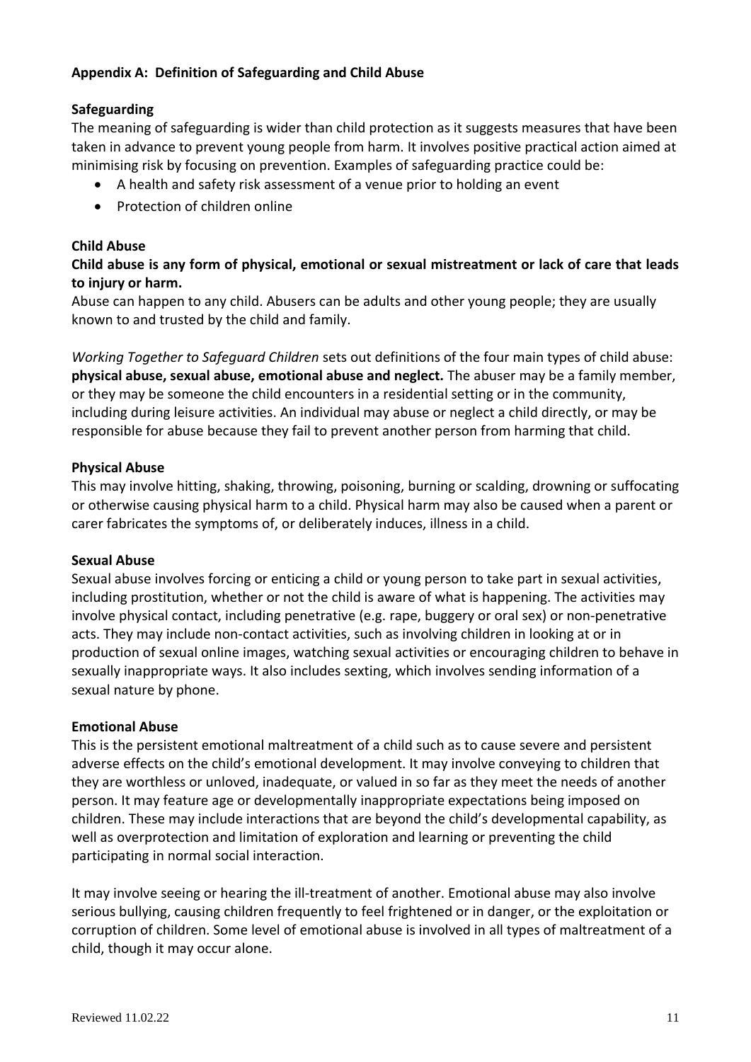## Appendix A: Definition of Safeguarding and Child Abuse

### Safeguarding

The meaning of safeguarding is wider than child protection as it suggests measures that have been taken in advance to prevent young people from harm. It involves positive practical action aimed at minimising risk by focusing on prevention. Examples of safeguarding practice could be:

- A health and safety risk assessment of a venue prior to holding an event
- Protection of children online

### Child Abuse

**Child abuse is any form of physical, emotional or sexual mistreatment or lack of care that leads to injury or harm.**

Abuse can happen to any child. Abusers can be adults and other young people; they are usually known to and trusted by the child and family.

*Working Together to Safeguard Children* sets out definitions of the four main types of child abuse: **physical abuse, sexual abuse, emotional abuse and neglect.** The abuser may be a family member, or they may be someone the child encounters in a residential setting or in the community, including during leisure activities. An individual may abuse or neglect a child directly, or may be responsible for abuse because they fail to prevent another person from harming that child.

### Physical Abuse

This may involve hitting, shaking, throwing, poisoning, burning or scalding, drowning or suffocating or otherwise causing physical harm to a child. Physical harm may also be caused when a parent or carer fabricates the symptoms of, or deliberately induces, illness in a child.

### Sexual Abuse

Sexual abuse involves forcing or enticing a child or young person to take part in sexual activities, including prostitution, whether or not the child is aware of what is happening. The activities may involve physical contact, including penetrative (e.g. rape, buggery or oral sex) or non-penetrative acts. They may include non-contact activities, such as involving children in looking at or in production of sexual online images, watching sexual activities or encouraging children to behave in sexually inappropriate ways. It also includes sexting, which involves sending information of a sexual nature by phone.

### Emotional Abuse

This is the persistent emotional maltreatment of a child such as to cause severe and persistent adverse effects on the child's emotional development. It may involve conveying to children that they are worthless or unloved, inadequate, or valued in so far as they meet the needs of another person. It may feature age or developmentally inappropriate expectations being imposed on children. These may include interactions that are beyond the child's developmental capability, as well as overprotection and limitation of exploration and learning or preventing the child participating in normal social interaction.

It may involve seeing or hearing the ill-treatment of another. Emotional abuse may also involve serious bullying, causing children frequently to feel frightened or in danger, or the exploitation or corruption of children. Some level of emotional abuse is involved in all types of maltreatment of a child, though it may occur alone.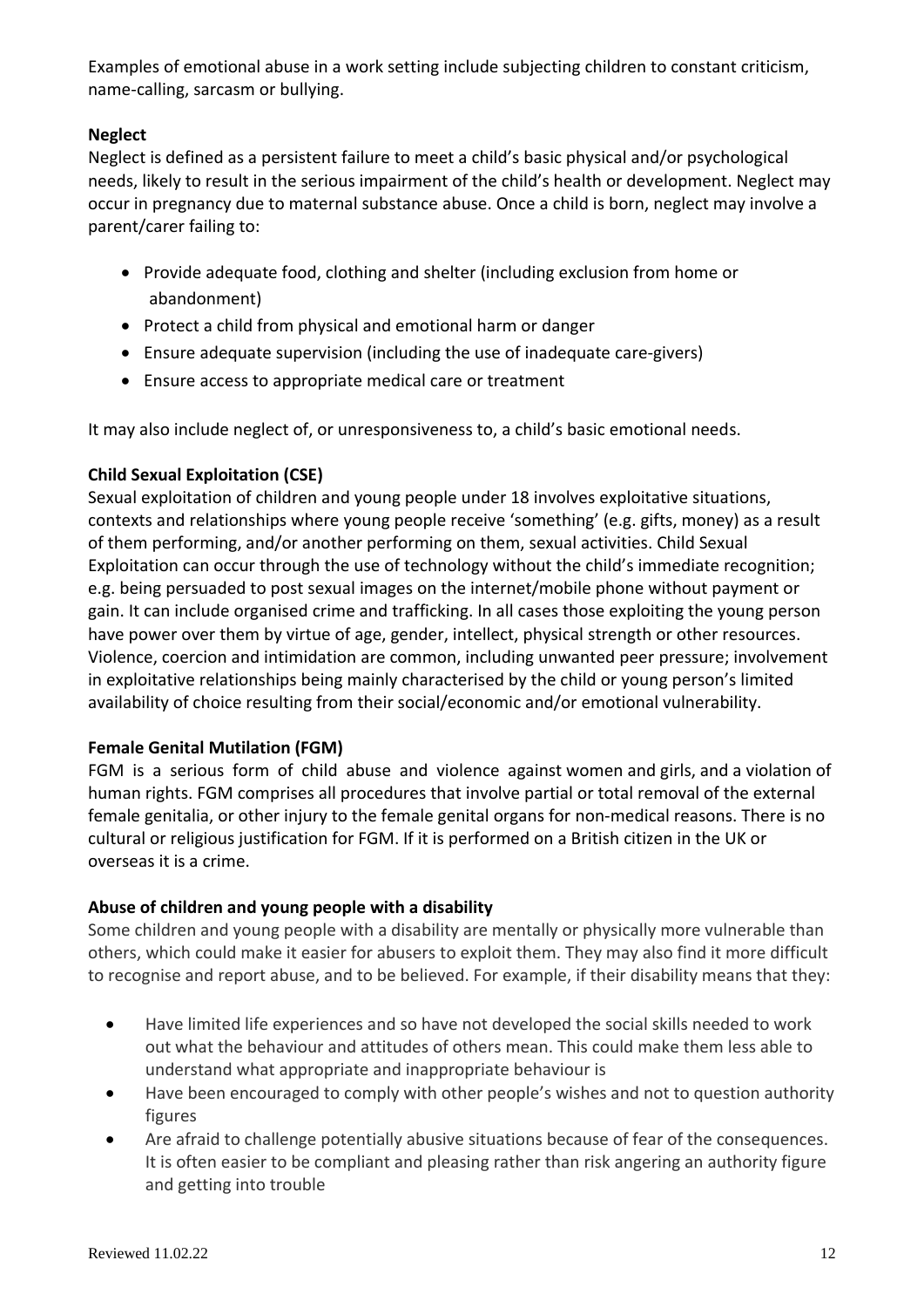Examples of emotional abuse in a work setting include subjecting children to constant criticism, name-calling, sarcasm or bullying.

**Neglect**

Neglect is defined as a persistent failure to meet a child's basic physical and/or psychological needs, likely to result in the serious impairment of the child's health or development. Neglect may occur in pregnancy due to maternal substance abuse. Once a child is born, neglect may involve a parent/carer failing to:

- Provide adequate food, clothing and shelter (including exclusion from home or abandonment)
- Protect a child from physical and emotional harm or danger
- Ensure adequate supervision (including the use of inadequate care-givers)
- Ensure access to appropriate medical care or treatment

It may also include neglect of, or unresponsiveness to, a child's basic emotional needs.

**Child Sexual Exploitation (CSE)**

Sexual exploitation of children and young people under 18 involves exploitative situations, contexts and relationships where young people receive 'something' (e.g. gifts, money) as a result of them performing, and/or another performing on them, sexual activities. Child Sexual Exploitation can occur through the use of technology without the child's immediate recognition; e.g. being persuaded to post sexual images on the internet/mobile phone without payment or gain. It can include organised crime and trafficking. In all cases those exploiting the young person have power over them by virtue of age, gender, intellect, physical strength or other resources. Violence, coercion and intimidation are common, including unwanted peer pressure; involvement in exploitative relationships being mainly characterised by the child or young person's limited availability of choice resulting from their social/economic and/or emotional vulnerability.

**Female Genital Mutilation (FGM)**

FGM is a serious form of child abuse and violence against women and girls, and a violation of human rights. FGM comprises all procedures that involve partial or total removal of the external female genitalia, or other injury to the female genital organs for non-medical reasons. There is no cultural or religious justification for FGM. If it is performed on a British citizen in the UK or overseas it is a crime.

**Abuse of children and young people with a disability**

Some children and young people with a disability are mentally or physically more vulnerable than others, which could make it easier for abusers to exploit them. They may also find it more difficult to recognise and report abuse, and to be believed. For example, if their disability means that they:

- Have limited life experiences and so have not developed the social skills needed to work out what the behaviour and attitudes of others mean. This could make them less able to understand what appropriate and inappropriate behaviour is
- Have been encouraged to comply with other people's wishes and not to question authority figures
- Are afraid to challenge potentially abusive situations because of fear of the consequences. It is often easier to be compliant and pleasing rather than risk angering an authority figure and getting into trouble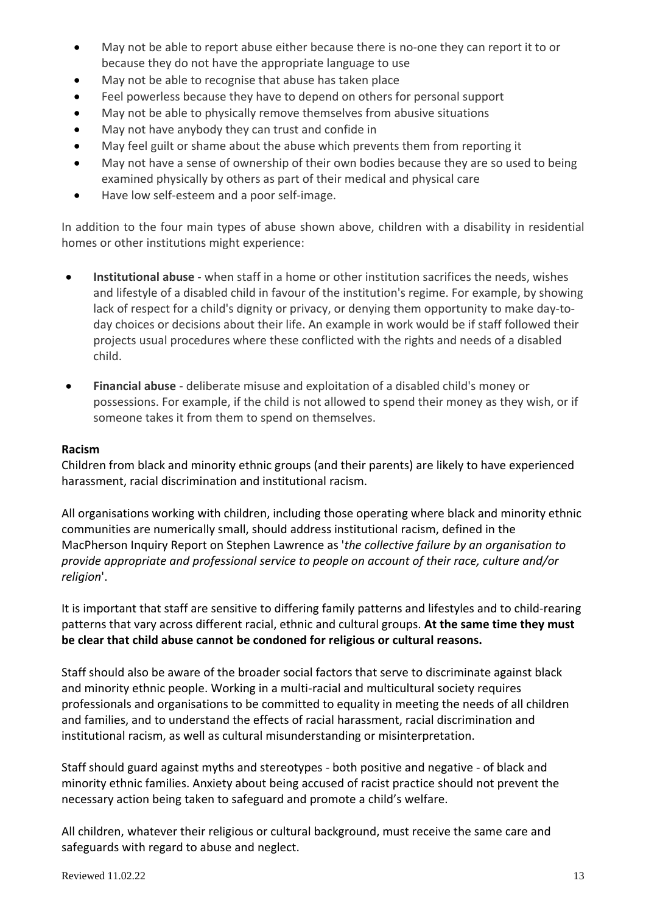- May not be able to report abuse either because there is no-one they can report it to or because they do not have the appropriate language to use
- May not be able to recognise that abuse has taken place
- Feel powerless because they have to depend on others for personal support
- May not be able to physically remove themselves from abusive situations
- May not have anybody they can trust and confide in
- May feel guilt or shame about the abuse which prevents them from reporting it
- May not have a sense of ownership of their own bodies because they are so used to being examined physically by others as part of their medical and physical care
- Have low self-esteem and a poor self-image.

In addition to the four main types of abuse shown above, children with a disability in residential homes or other institutions might experience:

- **Institutional abuse** - when staff in a home or other institution sacrifices the needs, wishes and lifestyle of a disabled child in favour of the institution's regime. For example, by showing lack of respect for a child's dignity or privacy, or denying them opportunity to make day-to-day choices or decisions about their life. An example in work would be if staff followed their projects usual procedures where these conflicted with the rights and needs of a disabled child.

- **Financial abuse** - deliberate misuse and exploitation of a disabled child's money or possessions. For example, if the child is not allowed to spend their money as they wish, or if someone takes it from them to spend on themselves.

**Racism**

Children from black and minority ethnic groups (and their parents) are likely to have experienced harassment, racial discrimination and institutional racism.

All organisations working with children, including those operating where black and minority ethnic communities are numerically small, should address institutional racism, defined in the MacPherson Inquiry Report on Stephen Lawrence as '*the collective failure by an organisation to provide appropriate and professional service to people on account of their race, culture and/or religion*'.

It is important that staff are sensitive to differing family patterns and lifestyles and to child-rearing patterns that vary across different racial, ethnic and cultural groups. **At the same time they must be clear that child abuse cannot be condoned for religious or cultural reasons.**

Staff should also be aware of the broader social factors that serve to discriminate against black and minority ethnic people. Working in a multi-racial and multicultural society requires professionals and organisations to be committed to equality in meeting the needs of all children and families, and to understand the effects of racial harassment, racial discrimination and institutional racism, as well as cultural misunderstanding or misinterpretation.

Staff should guard against myths and stereotypes - both positive and negative - of black and minority ethnic families. Anxiety about being accused of racist practice should not prevent the necessary action being taken to safeguard and promote a child's welfare.

All children, whatever their religious or cultural background, must receive the same care and safeguards with regard to abuse and neglect.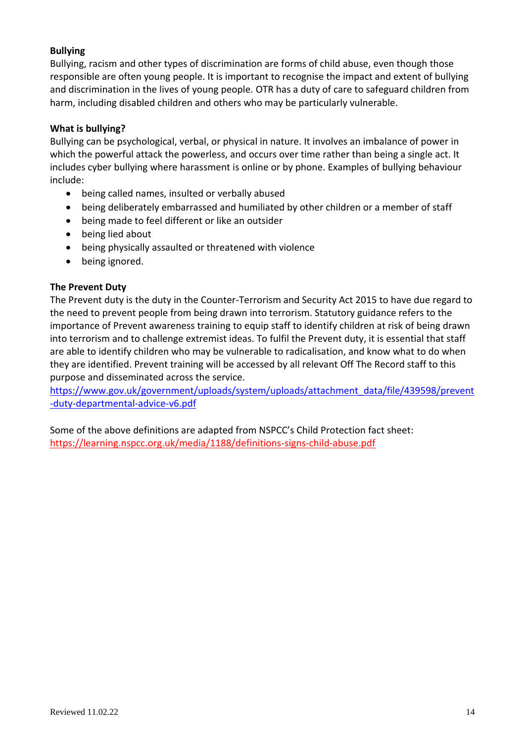**Bullying**

Bullying, racism and other types of discrimination are forms of child abuse, even though those responsible are often young people. It is important to recognise the impact and extent of bullying and discrimination in the lives of young people. OTR has a duty of care to safeguard children from harm, including disabled children and others who may be particularly vulnerable.

**What is bullying?**

Bullying can be psychological, verbal, or physical in nature. It involves an imbalance of power in which the powerful attack the powerless, and occurs over time rather than being a single act. It includes cyber bullying where harassment is online or by phone. Examples of bullying behaviour include:

- being called names, insulted or verbally abused
- being deliberately embarrassed and humiliated by other children or a member of staff
- being made to feel different or like an outsider
- being lied about
- being physically assaulted or threatened with violence
- being ignored.

**The Prevent Duty**

The Prevent duty is the duty in the Counter-Terrorism and Security Act 2015 to have due regard to the need to prevent people from being drawn into terrorism. Statutory guidance refers to the importance of Prevent awareness training to equip staff to identify children at risk of being drawn into terrorism and to challenge extremist ideas. To fulfil the Prevent duty, it is essential that staff are able to identify children who may be vulnerable to radicalisation, and know what to do when they are identified. Prevent training will be accessed by all relevant Off The Record staff to this purpose and disseminated across the service.
https://www.gov.uk/government/uploads/system/uploads/attachment_data/file/439598/prevent-duty-departmental-advice-v6.pdf

Some of the above definitions are adapted from NSPCC's Child Protection fact sheet:
https://learning.nspcc.org.uk/media/1188/definitions-signs-child-abuse.pdf

Reviewed 11.02.22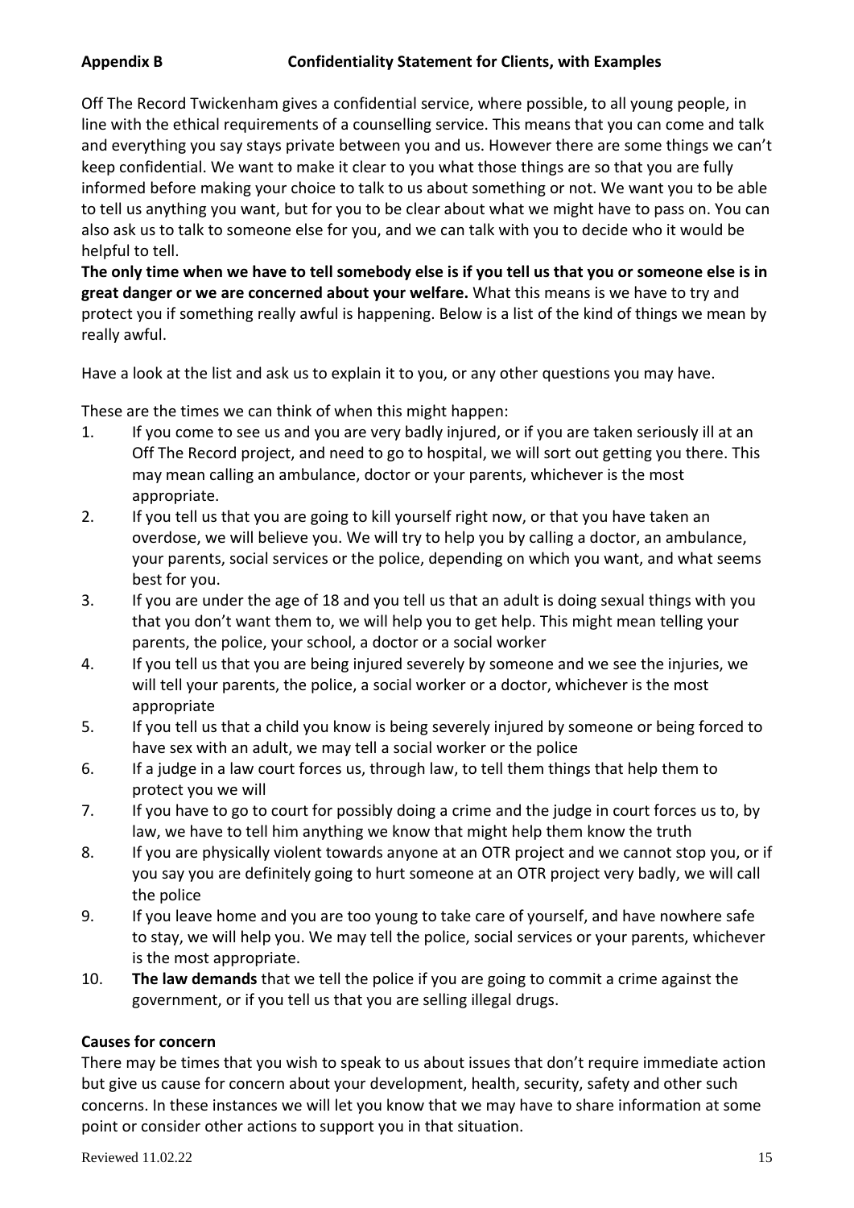**Appendix B Confidentiality Statement for Clients, with Examples**

Off The Record Twickenham gives a confidential service, where possible, to all young people, in line with the ethical requirements of a counselling service. This means that you can come and talk and everything you say stays private between you and us. However there are some things we can't keep confidential. We want to make it clear to you what those things are so that you are fully informed before making your choice to talk to us about something or not. We want you to be able to tell us anything you want, but for you to be clear about what we might have to pass on. You can also ask us to talk to someone else for you, and we can talk with you to decide who it would be helpful to tell.

**The only time when we have to tell somebody else is if you tell us that you or someone else is in great danger or we are concerned about your welfare.** What this means is we have to try and protect you if something really awful is happening. Below is a list of the kind of things we mean by really awful.

Have a look at the list and ask us to explain it to you, or any other questions you may have.

These are the times we can think of when this might happen:

1. If you come to see us and you are very badly injured, or if you are taken seriously ill at an Off The Record project, and need to go to hospital, we will sort out getting you there. This may mean calling an ambulance, doctor or your parents, whichever is the most appropriate.
2. If you tell us that you are going to kill yourself right now, or that you have taken an overdose, we will believe you. We will try to help you by calling a doctor, an ambulance, your parents, social services or the police, depending on which you want, and what seems best for you.
3. If you are under the age of 18 and you tell us that an adult is doing sexual things with you that you don't want them to, we will help you to get help. This might mean telling your parents, the police, your school, a doctor or a social worker
4. If you tell us that you are being injured severely by someone and we see the injuries, we will tell your parents, the police, a social worker or a doctor, whichever is the most appropriate
5. If you tell us that a child you know is being severely injured by someone or being forced to have sex with an adult, we may tell a social worker or the police
6. If a judge in a law court forces us, through law, to tell them things that help them to protect you we will
7. If you have to go to court for possibly doing a crime and the judge in court forces us to, by law, we have to tell him anything we know that might help them know the truth
8. If you are physically violent towards anyone at an OTR project and we cannot stop you, or if you say you are definitely going to hurt someone at an OTR project very badly, we will call the police
9. If you leave home and you are too young to take care of yourself, and have nowhere safe to stay, we will help you. We may tell the police, social services or your parents, whichever is the most appropriate.
10. **The law demands** that we tell the police if you are going to commit a crime against the government, or if you tell us that you are selling illegal drugs.

**Causes for concern**

There may be times that you wish to speak to us about issues that don't require immediate action but give us cause for concern about your development, health, security, safety and other such concerns. In these instances we will let you know that we may have to share information at some point or consider other actions to support you in that situation.

Reviewed 11.02.22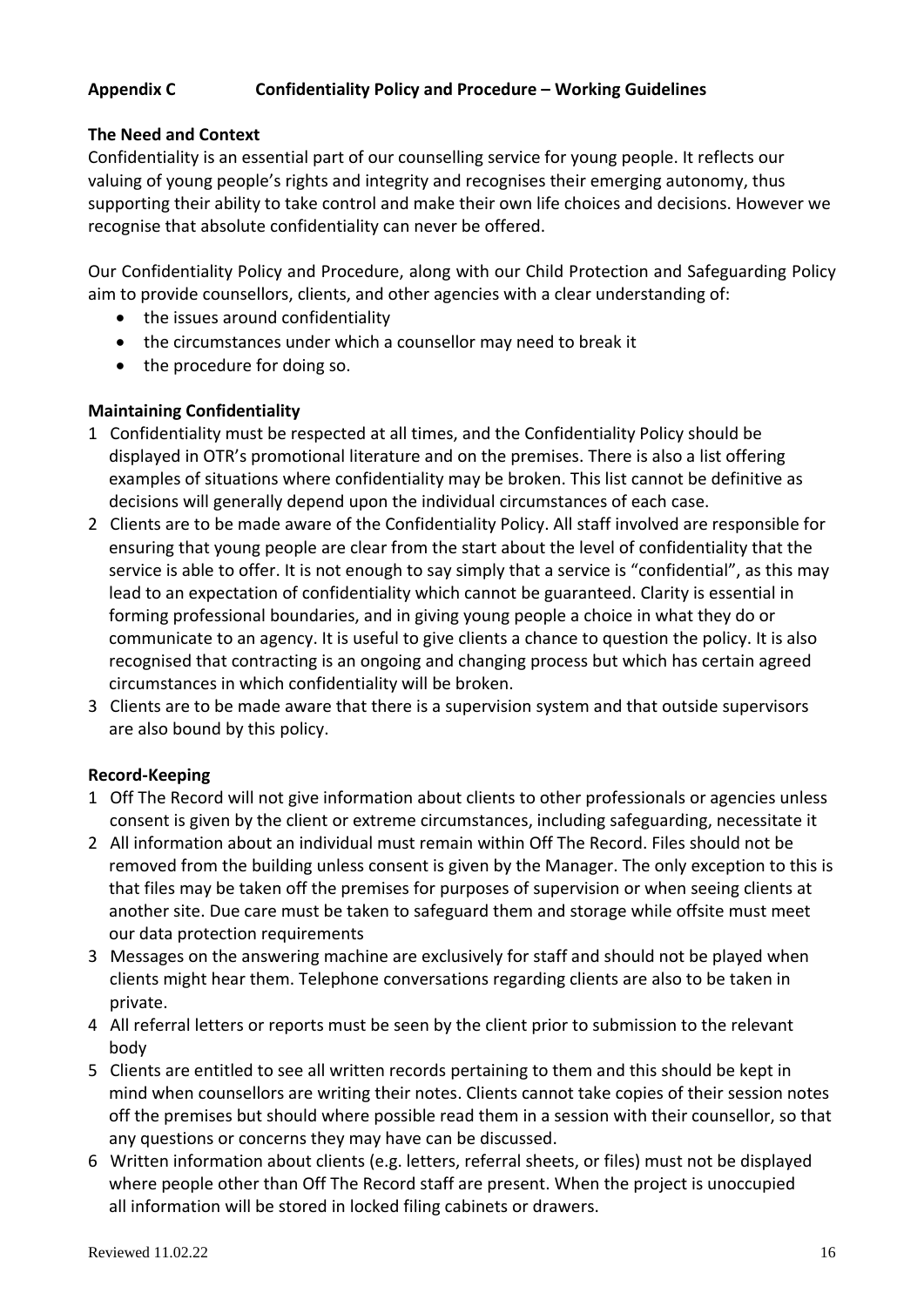## Appendix C Confidentiality Policy and Procedure – Working Guidelines

### The Need and Context

Confidentiality is an essential part of our counselling service for young people. It reflects our valuing of young people's rights and integrity and recognises their emerging autonomy, thus supporting their ability to take control and make their own life choices and decisions. However we recognise that absolute confidentiality can never be offered.

Our Confidentiality Policy and Procedure, along with our Child Protection and Safeguarding Policy aim to provide counsellors, clients, and other agencies with a clear understanding of:

- the issues around confidentiality
- the circumstances under which a counsellor may need to break it
- the procedure for doing so.

### Maintaining Confidentiality

1. Confidentiality must be respected at all times, and the Confidentiality Policy should be displayed in OTR's promotional literature and on the premises. There is also a list offering examples of situations where confidentiality may be broken. This list cannot be definitive as decisions will generally depend upon the individual circumstances of each case.
2. Clients are to be made aware of the Confidentiality Policy. All staff involved are responsible for ensuring that young people are clear from the start about the level of confidentiality that the service is able to offer. It is not enough to say simply that a service is "confidential", as this may lead to an expectation of confidentiality which cannot be guaranteed. Clarity is essential in forming professional boundaries, and in giving young people a choice in what they do or communicate to an agency. It is useful to give clients a chance to question the policy. It is also recognised that contracting is an ongoing and changing process but which has certain agreed circumstances in which confidentiality will be broken.
3. Clients are to be made aware that there is a supervision system and that outside supervisors are also bound by this policy.

### Record-Keeping

1. Off The Record will not give information about clients to other professionals or agencies unless consent is given by the client or extreme circumstances, including safeguarding, necessitate it
2. All information about an individual must remain within Off The Record. Files should not be removed from the building unless consent is given by the Manager. The only exception to this is that files may be taken off the premises for purposes of supervision or when seeing clients at another site. Due care must be taken to safeguard them and storage while offsite must meet our data protection requirements
3. Messages on the answering machine are exclusively for staff and should not be played when clients might hear them. Telephone conversations regarding clients are also to be taken in private.
4. All referral letters or reports must be seen by the client prior to submission to the relevant body
5. Clients are entitled to see all written records pertaining to them and this should be kept in mind when counsellors are writing their notes. Clients cannot take copies of their session notes off the premises but should where possible read them in a session with their counsellor, so that any questions or concerns they may have can be discussed.
6. Written information about clients (e.g. letters, referral sheets, or files) must not be displayed where people other than Off The Record staff are present. When the project is unoccupied all information will be stored in locked filing cabinets or drawers.

Reviewed 11.02.22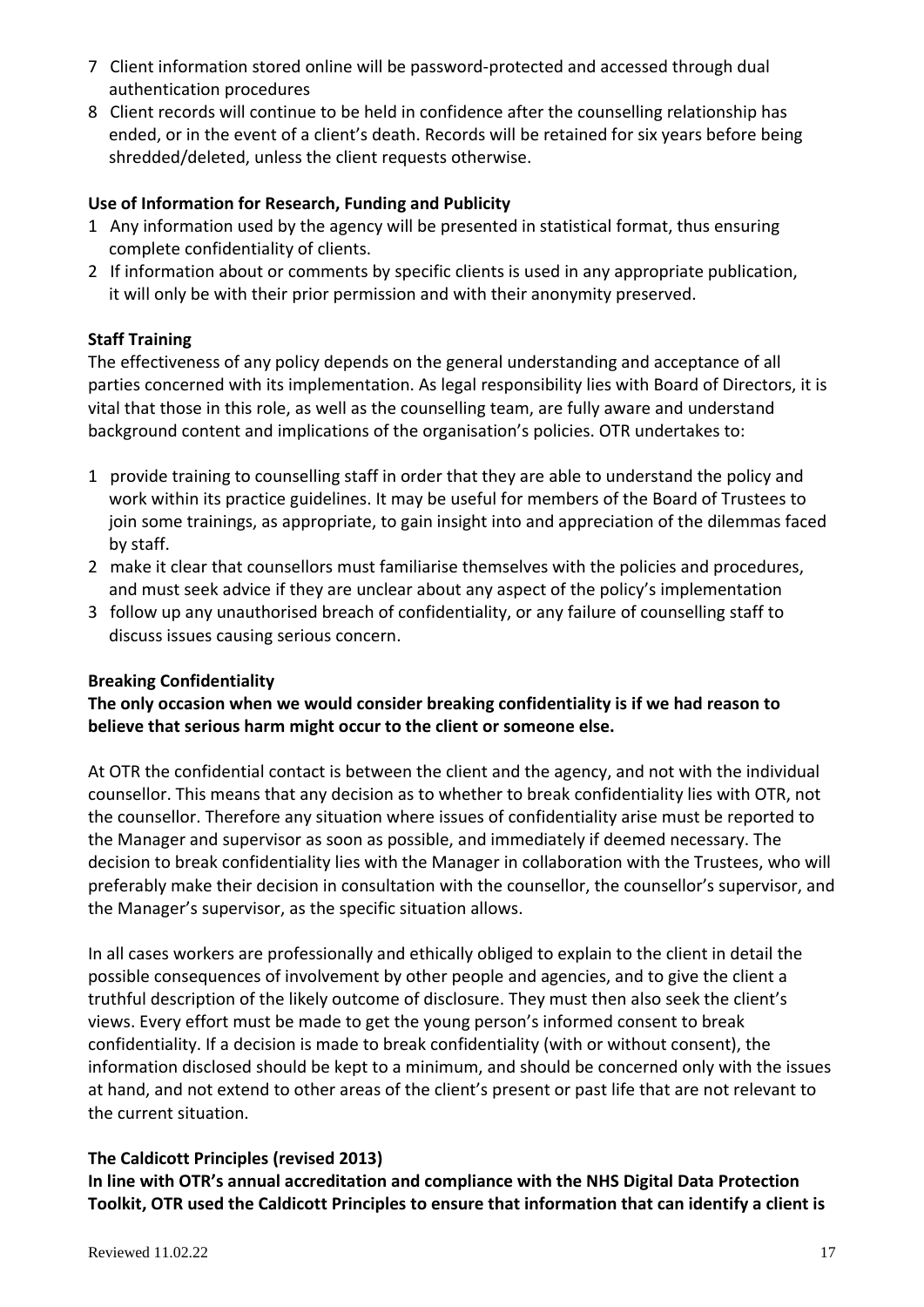7 Client information stored online will be password-protected and accessed through dual authentication procedures
8 Client records will continue to be held in confidence after the counselling relationship has ended, or in the event of a client's death. Records will be retained for six years before being shredded/deleted, unless the client requests otherwise.

**Use of Information for Research, Funding and Publicity**

1 Any information used by the agency will be presented in statistical format, thus ensuring complete confidentiality of clients.
2 If information about or comments by specific clients is used in any appropriate publication, it will only be with their prior permission and with their anonymity preserved.

**Staff Training**

The effectiveness of any policy depends on the general understanding and acceptance of all parties concerned with its implementation. As legal responsibility lies with Board of Directors, it is vital that those in this role, as well as the counselling team, are fully aware and understand background content and implications of the organisation's policies. OTR undertakes to:

1 provide training to counselling staff in order that they are able to understand the policy and work within its practice guidelines. It may be useful for members of the Board of Trustees to join some trainings, as appropriate, to gain insight into and appreciation of the dilemmas faced by staff.
2 make it clear that counsellors must familiarise themselves with the policies and procedures, and must seek advice if they are unclear about any aspect of the policy's implementation
3 follow up any unauthorised breach of confidentiality, or any failure of counselling staff to discuss issues causing serious concern.

**Breaking Confidentiality**

**The only occasion when we would consider breaking confidentiality is if we had reason to believe that serious harm might occur to the client or someone else.**

At OTR the confidential contact is between the client and the agency, and not with the individual counsellor. This means that any decision as to whether to break confidentiality lies with OTR, not the counsellor. Therefore any situation where issues of confidentiality arise must be reported to the Manager and supervisor as soon as possible, and immediately if deemed necessary. The decision to break confidentiality lies with the Manager in collaboration with the Trustees, who will preferably make their decision in consultation with the counsellor, the counsellor's supervisor, and the Manager's supervisor, as the specific situation allows.

In all cases workers are professionally and ethically obliged to explain to the client in detail the possible consequences of involvement by other people and agencies, and to give the client a truthful description of the likely outcome of disclosure. They must then also seek the client's views. Every effort must be made to get the young person's informed consent to break confidentiality. If a decision is made to break confidentiality (with or without consent), the information disclosed should be kept to a minimum, and should be concerned only with the issues at hand, and not extend to other areas of the client's present or past life that are not relevant to the current situation.

**The Caldicott Principles (revised 2013)**

**In line with OTR's annual accreditation and compliance with the NHS Digital Data Protection Toolkit, OTR used the Caldicott Principles to ensure that information that can identify a client is**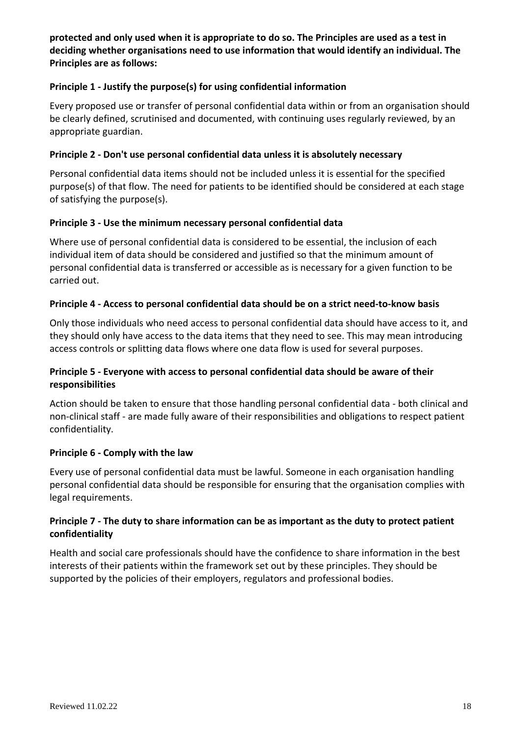**protected and only used when it is appropriate to do so. The Principles are used as a test in deciding whether organisations need to use information that would identify an individual. The Principles are as follows:**

**Principle 1 - Justify the purpose(s) for using confidential information**

Every proposed use or transfer of personal confidential data within or from an organisation should be clearly defined, scrutinised and documented, with continuing uses regularly reviewed, by an appropriate guardian.

**Principle 2 - Don't use personal confidential data unless it is absolutely necessary**

Personal confidential data items should not be included unless it is essential for the specified purpose(s) of that flow. The need for patients to be identified should be considered at each stage of satisfying the purpose(s).

**Principle 3 - Use the minimum necessary personal confidential data**

Where use of personal confidential data is considered to be essential, the inclusion of each individual item of data should be considered and justified so that the minimum amount of personal confidential data is transferred or accessible as is necessary for a given function to be carried out.

**Principle 4 - Access to personal confidential data should be on a strict need-to-know basis**

Only those individuals who need access to personal confidential data should have access to it, and they should only have access to the data items that they need to see. This may mean introducing access controls or splitting data flows where one data flow is used for several purposes.

**Principle 5 - Everyone with access to personal confidential data should be aware of their responsibilities**

Action should be taken to ensure that those handling personal confidential data - both clinical and non-clinical staff - are made fully aware of their responsibilities and obligations to respect patient confidentiality.

**Principle 6 - Comply with the law**

Every use of personal confidential data must be lawful. Someone in each organisation handling personal confidential data should be responsible for ensuring that the organisation complies with legal requirements.

**Principle 7 - The duty to share information can be as important as the duty to protect patient confidentiality**

Health and social care professionals should have the confidence to share information in the best interests of their patients within the framework set out by these principles. They should be supported by the policies of their employers, regulators and professional bodies.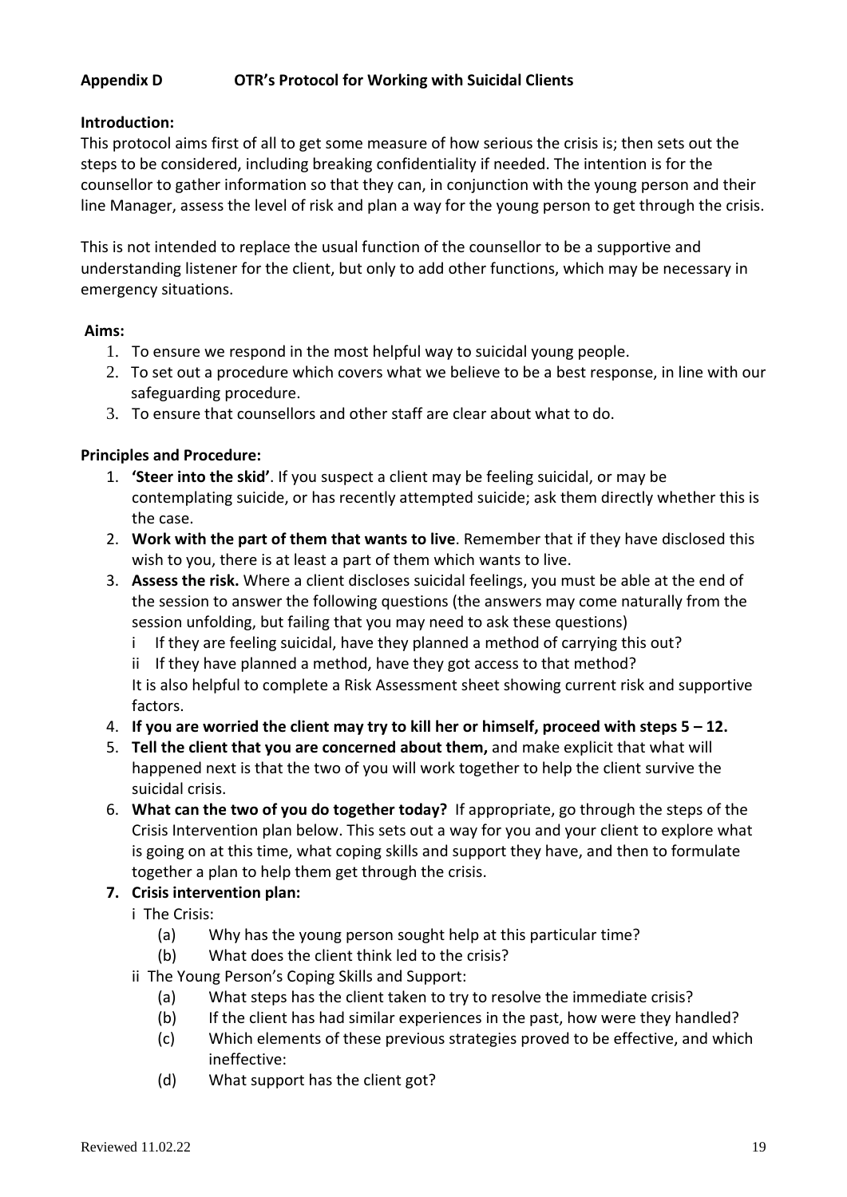**Appendix D OTR's Protocol for Working with Suicidal Clients**

**Introduction:**

This protocol aims first of all to get some measure of how serious the crisis is; then sets out the steps to be considered, including breaking confidentiality if needed. The intention is for the counsellor to gather information so that they can, in conjunction with the young person and their line Manager, assess the level of risk and plan a way for the young person to get through the crisis.

This is not intended to replace the usual function of the counsellor to be a supportive and understanding listener for the client, but only to add other functions, which may be necessary in emergency situations.

**Aims:**

1. To ensure we respond in the most helpful way to suicidal young people.
2. To set out a procedure which covers what we believe to be a best response, in line with our safeguarding procedure.
3. To ensure that counsellors and other staff are clear about what to do.

**Principles and Procedure:**

1. **'Steer into the skid'**. If you suspect a client may be feeling suicidal, or may be contemplating suicide, or has recently attempted suicide; ask them directly whether this is the case.
2. **Work with the part of them that wants to live**. Remember that if they have disclosed this wish to you, there is at least a part of them which wants to live.
3. **Assess the risk.** Where a client discloses suicidal feelings, you must be able at the end of the session to answer the following questions (the answers may come naturally from the session unfolding, but failing that you may need to ask these questions)
   i If they are feeling suicidal, have they planned a method of carrying this out?
   ii If they have planned a method, have they got access to that method?
   It is also helpful to complete a Risk Assessment sheet showing current risk and supportive factors.
4. **If you are worried the client may try to kill her or himself, proceed with steps 5 – 12.**
5. **Tell the client that you are concerned about them,** and make explicit that what will happened next is that the two of you will work together to help the client survive the suicidal crisis.
6. **What can the two of you do together today?** If appropriate, go through the steps of the Crisis Intervention plan below. This sets out a way for you and your client to explore what is going on at this time, what coping skills and support they have, and then to formulate together a plan to help them get through the crisis.
7. **Crisis intervention plan:**
   i The Crisis:
      (a) Why has the young person sought help at this particular time?
      (b) What does the client think led to the crisis?
   ii The Young Person's Coping Skills and Support:
      (a) What steps has the client taken to try to resolve the immediate crisis?
      (b) If the client has had similar experiences in the past, how were they handled?
      (c) Which elements of these previous strategies proved to be effective, and which ineffective:
      (d) What support has the client got?

Reviewed 11.02.22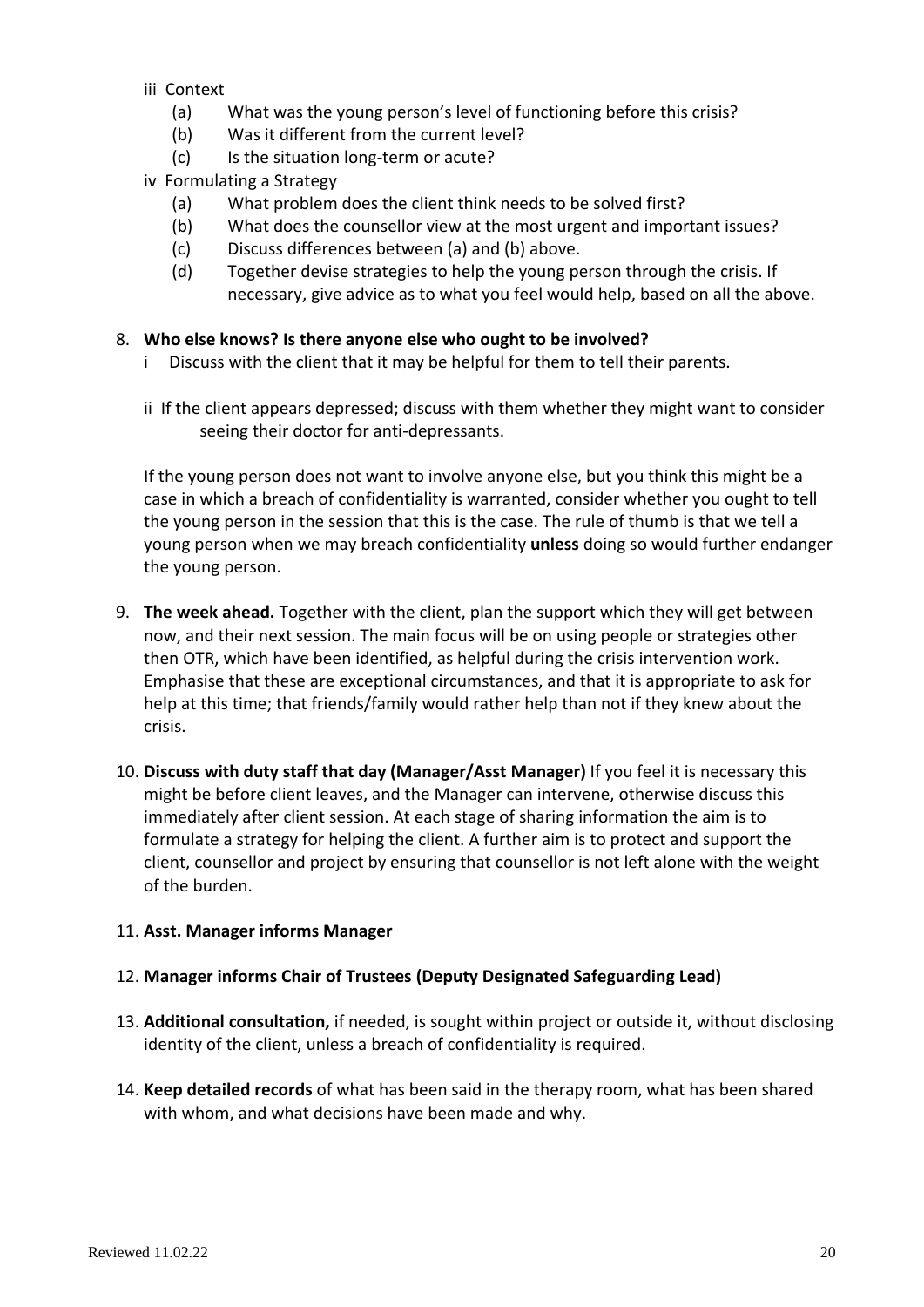iii Context

- (a) What was the young person's level of functioning before this crisis?
- (b) Was it different from the current level?
- (c) Is the situation long-term or acute?

iv Formulating a Strategy

- (a) What problem does the client think needs to be solved first?
- (b) What does the counsellor view at the most urgent and important issues?
- (c) Discuss differences between (a) and (b) above.
- (d) Together devise strategies to help the young person through the crisis. If necessary, give advice as to what you feel would help, based on all the above.

8. **Who else knows? Is there anyone else who ought to be involved?**

   i Discuss with the client that it may be helpful for them to tell their parents.

   ii If the client appears depressed; discuss with them whether they might want to consider seeing their doctor for anti-depressants.

   If the young person does not want to involve anyone else, but you think this might be a case in which a breach of confidentiality is warranted, consider whether you ought to tell the young person in the session that this is the case. The rule of thumb is that we tell a young person when we may breach confidentiality **unless** doing so would further endanger the young person.

9. **The week ahead.** Together with the client, plan the support which they will get between now, and their next session. The main focus will be on using people or strategies other then OTR, which have been identified, as helpful during the crisis intervention work. Emphasise that these are exceptional circumstances, and that it is appropriate to ask for help at this time; that friends/family would rather help than not if they knew about the crisis.

10. **Discuss with duty staff that day (Manager/Asst Manager)** If you feel it is necessary this might be before client leaves, and the Manager can intervene, otherwise discuss this immediately after client session. At each stage of sharing information the aim is to formulate a strategy for helping the client. A further aim is to protect and support the client, counsellor and project by ensuring that counsellor is not left alone with the weight of the burden.

11. **Asst. Manager informs Manager**

12. **Manager informs Chair of Trustees (Deputy Designated Safeguarding Lead)**

13. **Additional consultation,** if needed, is sought within project or outside it, without disclosing identity of the client, unless a breach of confidentiality is required.

14. **Keep detailed records** of what has been said in the therapy room, what has been shared with whom, and what decisions have been made and why.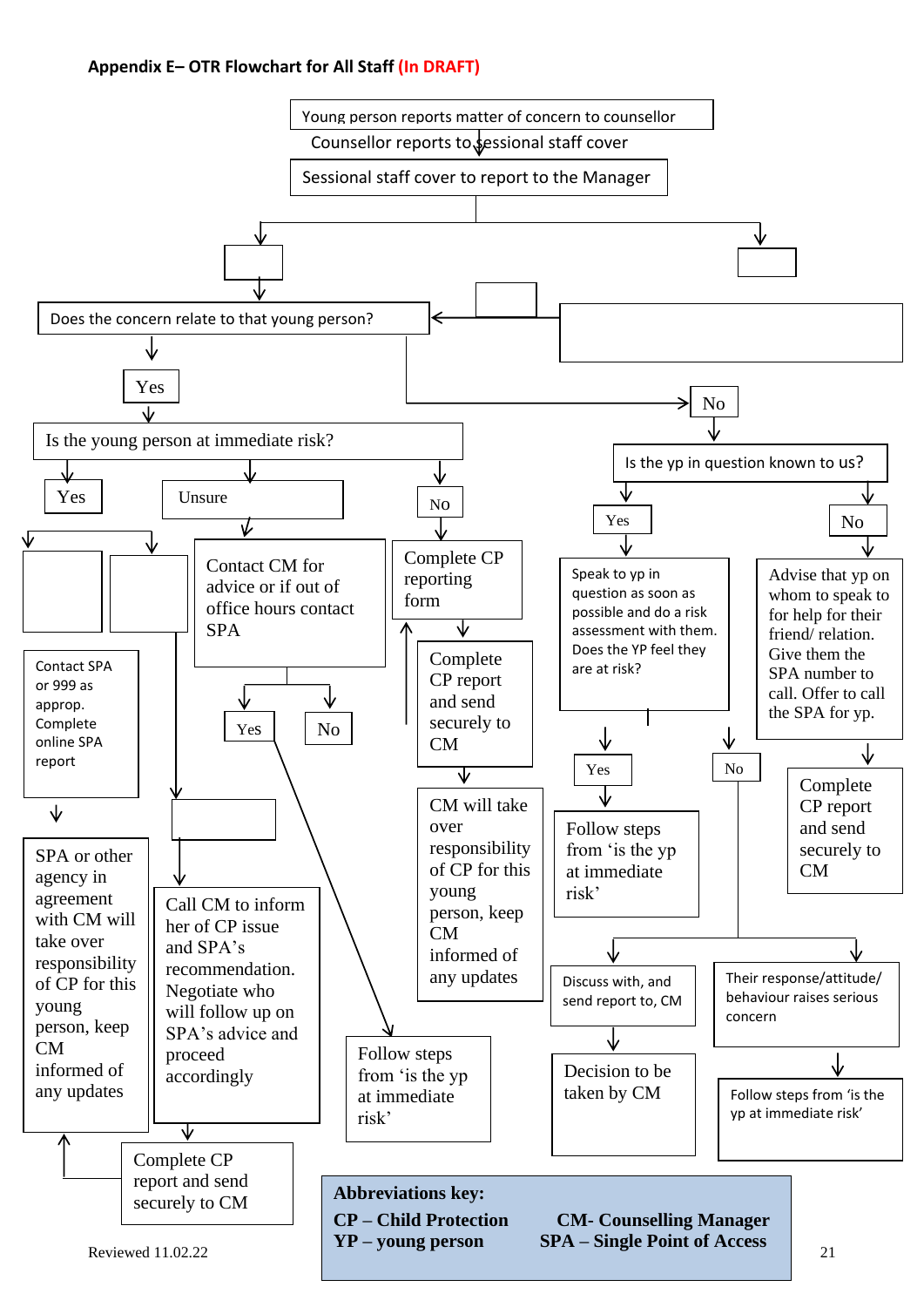### Appendix E– OTR Flowchart for All Staff (In DRAFT)

Young person reports matter of concern to counsellor

Counsellor reports to sessional staff cover

Sessional staff cover to report to the Manager

Does the concern relate to that young person?

- **Yes** → Is the young person at immediate risk?
  - **Yes**
    - Contact SPA or 999 as approp. Complete online SPA report
    - SPA or other agency in agreement with CM will take over responsibility of CP for this young person, keep CM informed of any updates
  - **Unsure** → Contact CM for advice or if out of office hours contact SPA
    - **Yes** → Follow steps from 'is the yp at immediate risk'
    - **No**
    - Call CM to inform her of CP issue and SPA's recommendation. Negotiate who will follow up on SPA's advice and proceed accordingly
    - Complete CP report and send securely to CM
  - **No** → Complete CP reporting form
    - Complete CP report and send securely to CM
    - CM will take over responsibility of CP for this young person, keep CM informed of any updates
- **No** → Is the yp in question known to us?
  - **Yes** → Speak to yp in question as soon as possible and do a risk assessment with them. Does the YP feel they are at risk?
    - **Yes** → Follow steps from 'is the yp at immediate risk'
    - **No**
      - Discuss with, and send report to, CM → Decision to be taken by CM
      - Their response/attitude/ behaviour raises serious concern → Follow steps from 'is the yp at immediate risk'
  - **No** → Advise that yp on whom to speak to for help for their friend/ relation. Give them the SPA number to call. Offer to call the SPA for yp.
    - Complete CP report and send securely to CM

**Abbreviations key:**

**CP – Child Protection** | **CM- Counselling Manager**
**YP – young person** | **SPA – Single Point of Access**

Reviewed 11.02.22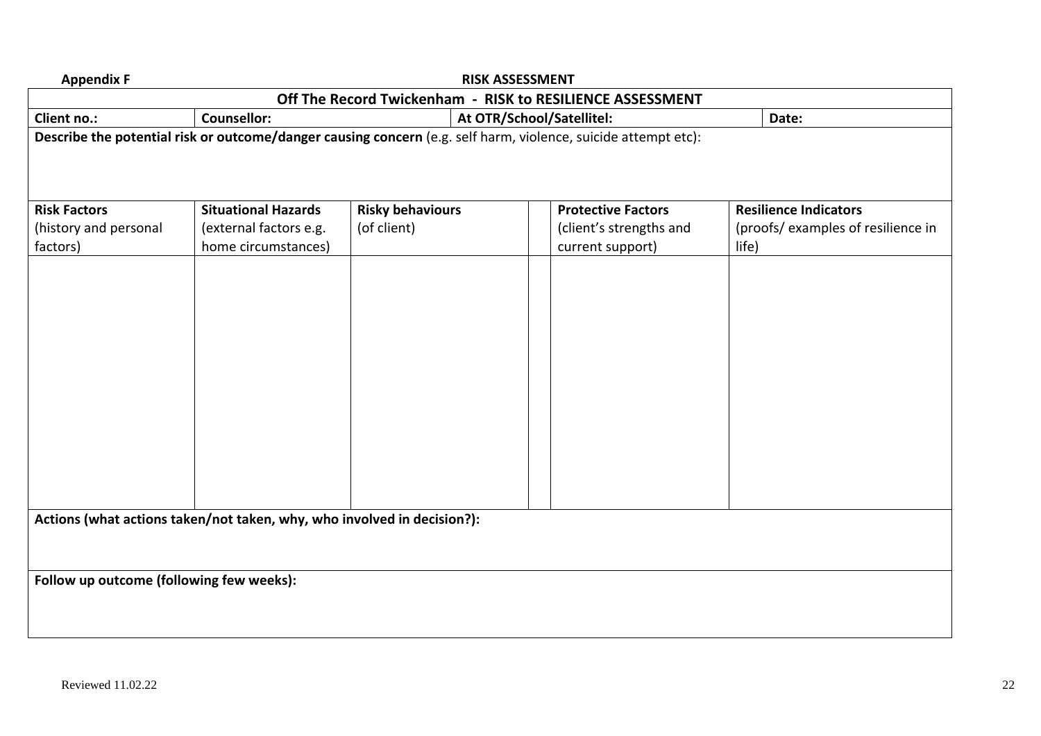**Appendix F** **RISK ASSESSMENT**

| **Off The Record Twickenham - RISK to RESILIENCE ASSESSMENT** | | | | |
|---|---|---|---|---|
| **Client no.:** | **Counsellor:** | | **At OTR/School/Satellitel:** | **Date:** |

**Describe the potential risk or outcome/danger causing concern** (e.g. self harm, violence, suicide attempt etc):

| **Risk Factors** (history and personal factors) | **Situational Hazards** (external factors e.g. home circumstances) | **Risky behaviours** (of client) | | **Protective Factors** (client's strengths and current support) | **Resilience Indicators** (proofs/ examples of resilience in life) |
|---|---|---|---|---|---|
| | | | | | |

**Actions (what actions taken/not taken, why, who involved in decision?):**

**Follow up outcome (following few weeks):**

Reviewed 11.02.22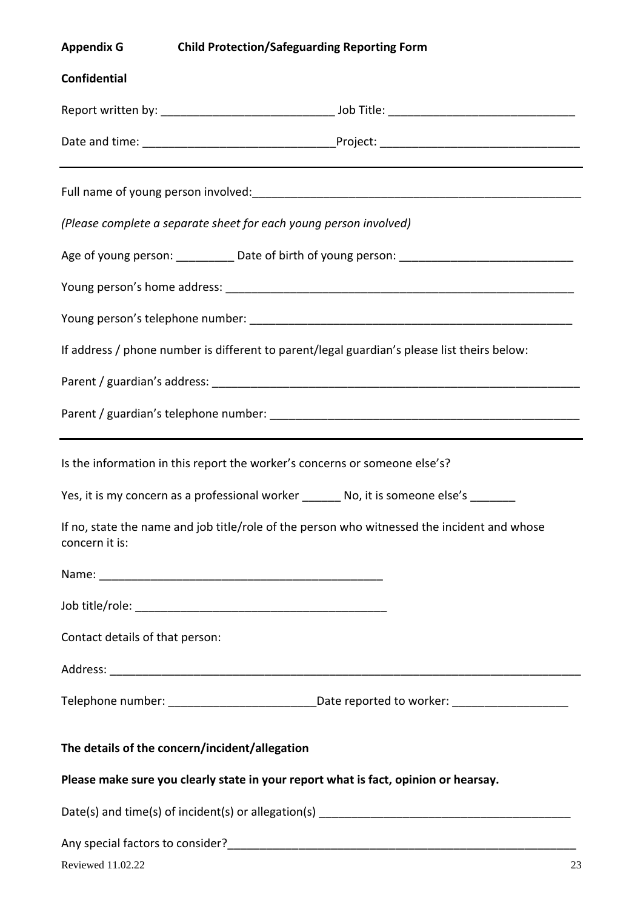**Appendix G Child Protection/Safeguarding Reporting Form**

**Confidential**

Report written by: ___________________________ Job Title: _____________________________

Date and time: ______________________________Project: _______________________________

---

Full name of young person involved:_____________________________________________________

*(Please complete a separate sheet for each young person involved)*

Age of young person: _________ Date of birth of young person: ___________________________

Young person's home address: _______________________________________________________

Young person's telephone number: ____________________________________________________

If address / phone number is different to parent/legal guardian's please list theirs below:

Parent / guardian's address: _________________________________________________________

Parent / guardian's telephone number: _________________________________________________

---

Is the information in this report the worker's concerns or someone else's?

Yes, it is my concern as a professional worker ______ No, it is someone else's _______

If no, state the name and job title/role of the person who witnessed the incident and whose concern it is:

Name: ____________________________________________

Job title/role: ______________________________________

Contact details of that person:

Address: ___________________________________________________________________________

Telephone number: _______________________Date reported to worker: __________________

**The details of the concern/incident/allegation**

**Please make sure you clearly state in your report what is fact, opinion or hearsay.**

Date(s) and time(s) of incident(s) or allegation(s) _______________________________________

Any special factors to consider?________________________________________________________

Reviewed 11.02.22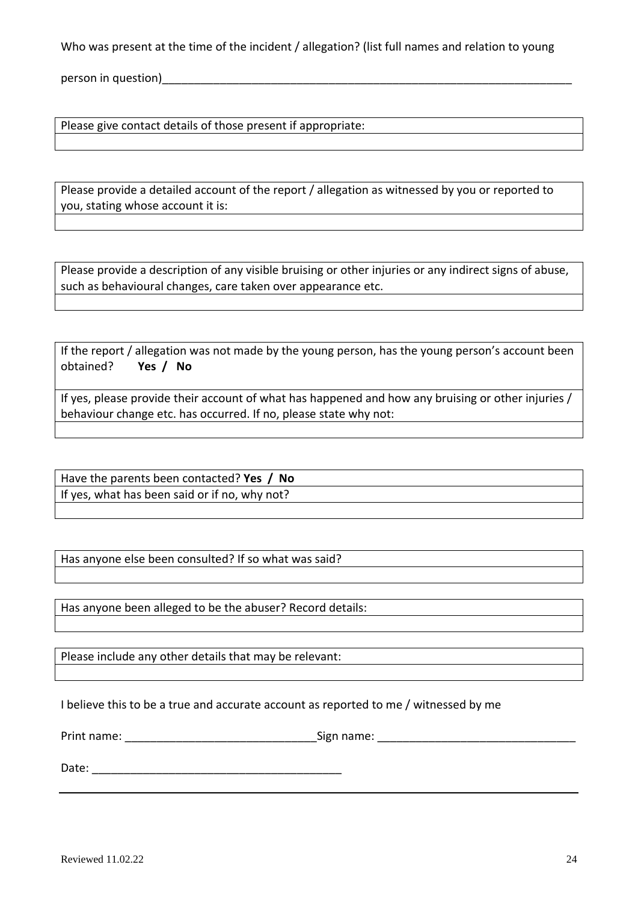Who was present at the time of the incident / allegation? (list full names and relation to young person in question)_________________________________________________________________

| Please give contact details of those present if appropriate: |
| --- |
| |

| Please provide a detailed account of the report / allegation as witnessed by you or reported to you, stating whose account it is: |
| --- |
| |

| Please provide a description of any visible bruising or other injuries or any indirect signs of abuse, such as behavioural changes, care taken over appearance etc. |
| --- |
| |

| If the report / allegation was not made by the young person, has the young person's account been obtained? **Yes / No** |
| --- |
| If yes, please provide their account of what has happened and how any bruising or other injuries / behaviour change etc. has occurred. If no, please state why not: |
| |

| Have the parents been contacted? **Yes / No** |
| --- |
| If yes, what has been said or if no, why not? |
| |

| Has anyone else been consulted? If so what was said? |
| --- |
| |

| Has anyone been alleged to be the abuser? Record details: |
| --- |
| |

| Please include any other details that may be relevant: |
| --- |
| |

I believe this to be a true and accurate account as reported to me / witnessed by me

Print name: ______________________________Sign name: _______________________________

Date: _______________________________________

Reviewed 11.02.22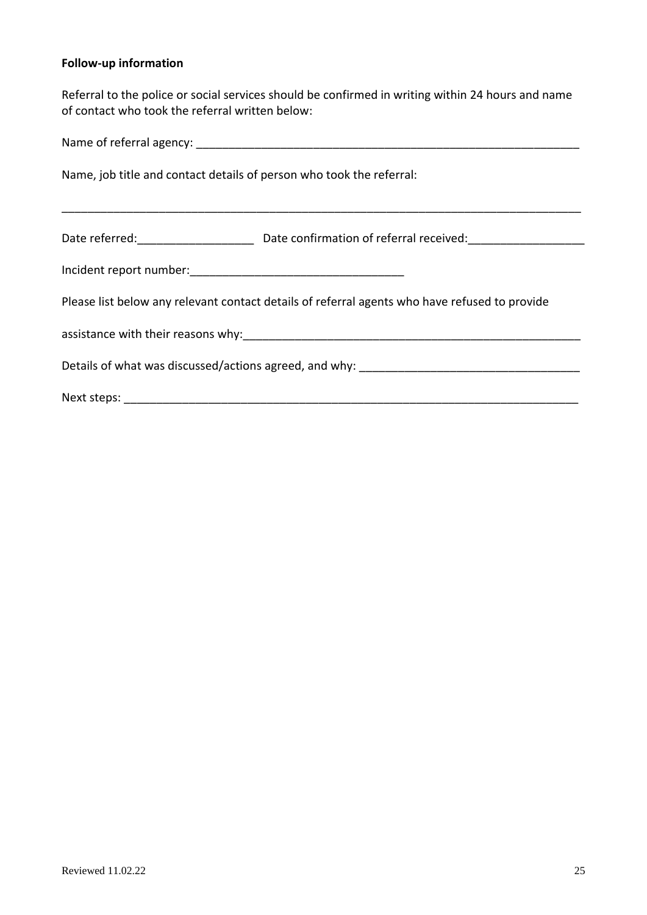**Follow-up information**

Referral to the police or social services should be confirmed in writing within 24 hours and name of contact who took the referral written below:

Name of referral agency: ___________________________________________________________

Name, job title and contact details of person who took the referral:

_______________________________________________________________________________

Date referred:__________________ Date confirmation of referral received:__________________

Incident report number:_________________________________

Please list below any relevant contact details of referral agents who have refused to provide

assistance with their reasons why:_______________________________________________________

Details of what was discussed/actions agreed, and why: __________________________________

Next steps: _______________________________________________________________________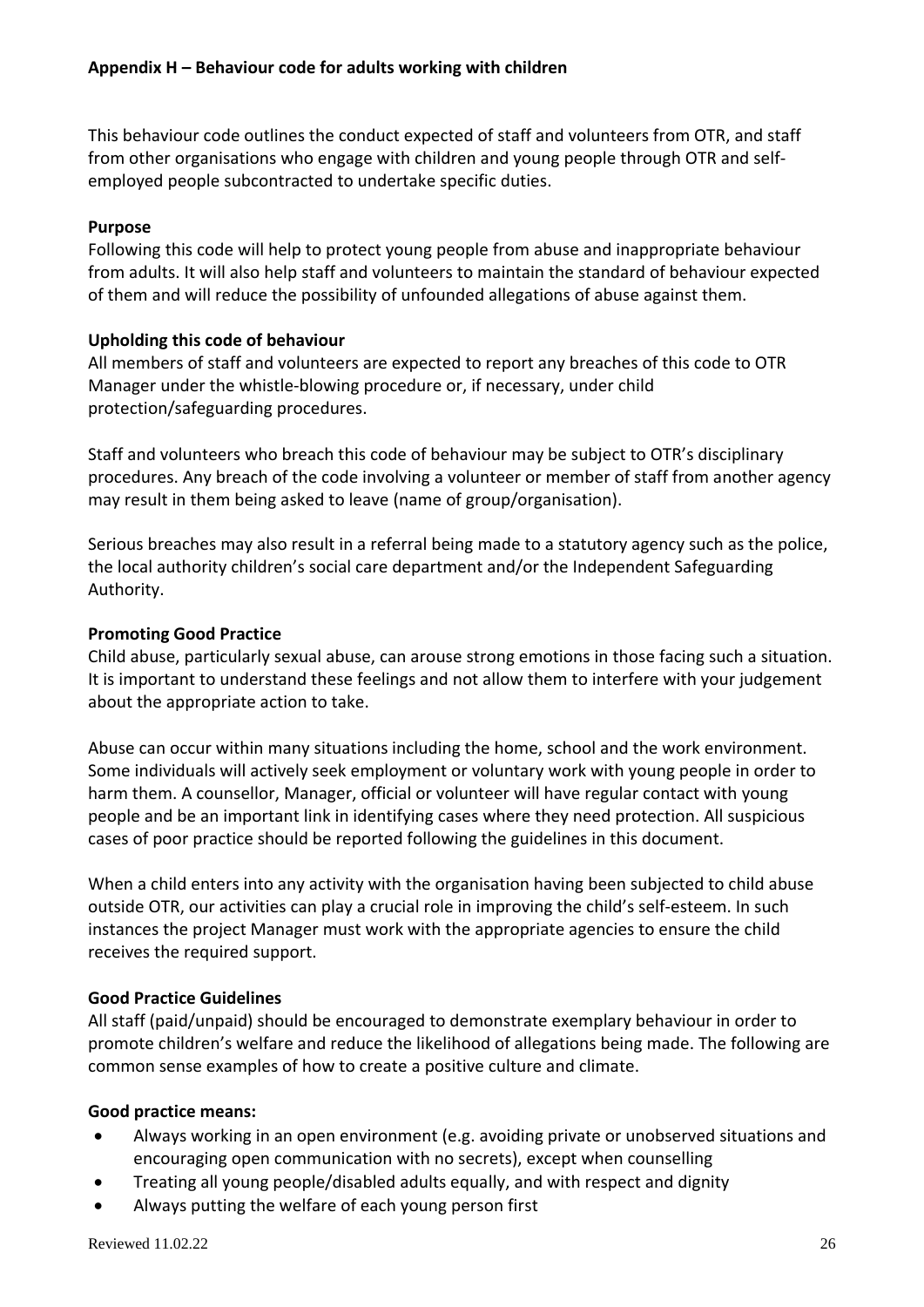### Appendix H – Behaviour code for adults working with children

This behaviour code outlines the conduct expected of staff and volunteers from OTR, and staff from other organisations who engage with children and young people through OTR and self-employed people subcontracted to undertake specific duties.

**Purpose**

Following this code will help to protect young people from abuse and inappropriate behaviour from adults. It will also help staff and volunteers to maintain the standard of behaviour expected of them and will reduce the possibility of unfounded allegations of abuse against them.

**Upholding this code of behaviour**

All members of staff and volunteers are expected to report any breaches of this code to OTR Manager under the whistle-blowing procedure or, if necessary, under child protection/safeguarding procedures.

Staff and volunteers who breach this code of behaviour may be subject to OTR's disciplinary procedures. Any breach of the code involving a volunteer or member of staff from another agency may result in them being asked to leave (name of group/organisation).

Serious breaches may also result in a referral being made to a statutory agency such as the police, the local authority children's social care department and/or the Independent Safeguarding Authority.

**Promoting Good Practice**

Child abuse, particularly sexual abuse, can arouse strong emotions in those facing such a situation. It is important to understand these feelings and not allow them to interfere with your judgement about the appropriate action to take.

Abuse can occur within many situations including the home, school and the work environment. Some individuals will actively seek employment or voluntary work with young people in order to harm them. A counsellor, Manager, official or volunteer will have regular contact with young people and be an important link in identifying cases where they need protection. All suspicious cases of poor practice should be reported following the guidelines in this document.

When a child enters into any activity with the organisation having been subjected to child abuse outside OTR, our activities can play a crucial role in improving the child's self-esteem. In such instances the project Manager must work with the appropriate agencies to ensure the child receives the required support.

**Good Practice Guidelines**

All staff (paid/unpaid) should be encouraged to demonstrate exemplary behaviour in order to promote children's welfare and reduce the likelihood of allegations being made. The following are common sense examples of how to create a positive culture and climate.

**Good practice means:**

- Always working in an open environment (e.g. avoiding private or unobserved situations and encouraging open communication with no secrets), except when counselling
- Treating all young people/disabled adults equally, and with respect and dignity
- Always putting the welfare of each young person first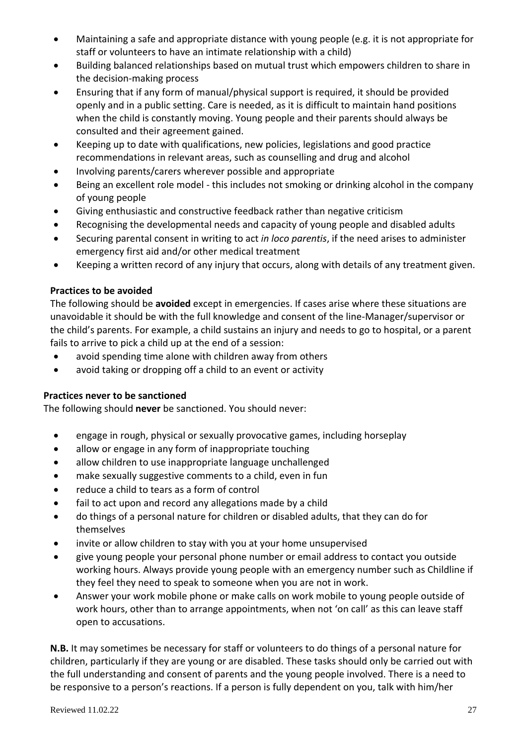- Maintaining a safe and appropriate distance with young people (e.g. it is not appropriate for staff or volunteers to have an intimate relationship with a child)
- Building balanced relationships based on mutual trust which empowers children to share in the decision-making process
- Ensuring that if any form of manual/physical support is required, it should be provided openly and in a public setting. Care is needed, as it is difficult to maintain hand positions when the child is constantly moving. Young people and their parents should always be consulted and their agreement gained.
- Keeping up to date with qualifications, new policies, legislations and good practice recommendations in relevant areas, such as counselling and drug and alcohol
- Involving parents/carers wherever possible and appropriate
- Being an excellent role model - this includes not smoking or drinking alcohol in the company of young people
- Giving enthusiastic and constructive feedback rather than negative criticism
- Recognising the developmental needs and capacity of young people and disabled adults
- Securing parental consent in writing to act *in loco parentis*, if the need arises to administer emergency first aid and/or other medical treatment
- Keeping a written record of any injury that occurs, along with details of any treatment given.

**Practices to be avoided**

The following should be **avoided** except in emergencies. If cases arise where these situations are unavoidable it should be with the full knowledge and consent of the line-Manager/supervisor or the child's parents. For example, a child sustains an injury and needs to go to hospital, or a parent fails to arrive to pick a child up at the end of a session:

- avoid spending time alone with children away from others
- avoid taking or dropping off a child to an event or activity

**Practices never to be sanctioned**

The following should **never** be sanctioned. You should never:

- engage in rough, physical or sexually provocative games, including horseplay
- allow or engage in any form of inappropriate touching
- allow children to use inappropriate language unchallenged
- make sexually suggestive comments to a child, even in fun
- reduce a child to tears as a form of control
- fail to act upon and record any allegations made by a child
- do things of a personal nature for children or disabled adults, that they can do for themselves
- invite or allow children to stay with you at your home unsupervised
- give young people your personal phone number or email address to contact you outside working hours. Always provide young people with an emergency number such as Childline if they feel they need to speak to someone when you are not in work.
- Answer your work mobile phone or make calls on work mobile to young people outside of work hours, other than to arrange appointments, when not 'on call' as this can leave staff open to accusations.

**N.B.** It may sometimes be necessary for staff or volunteers to do things of a personal nature for children, particularly if they are young or are disabled. These tasks should only be carried out with the full understanding and consent of parents and the young people involved. There is a need to be responsive to a person's reactions. If a person is fully dependent on you, talk with him/her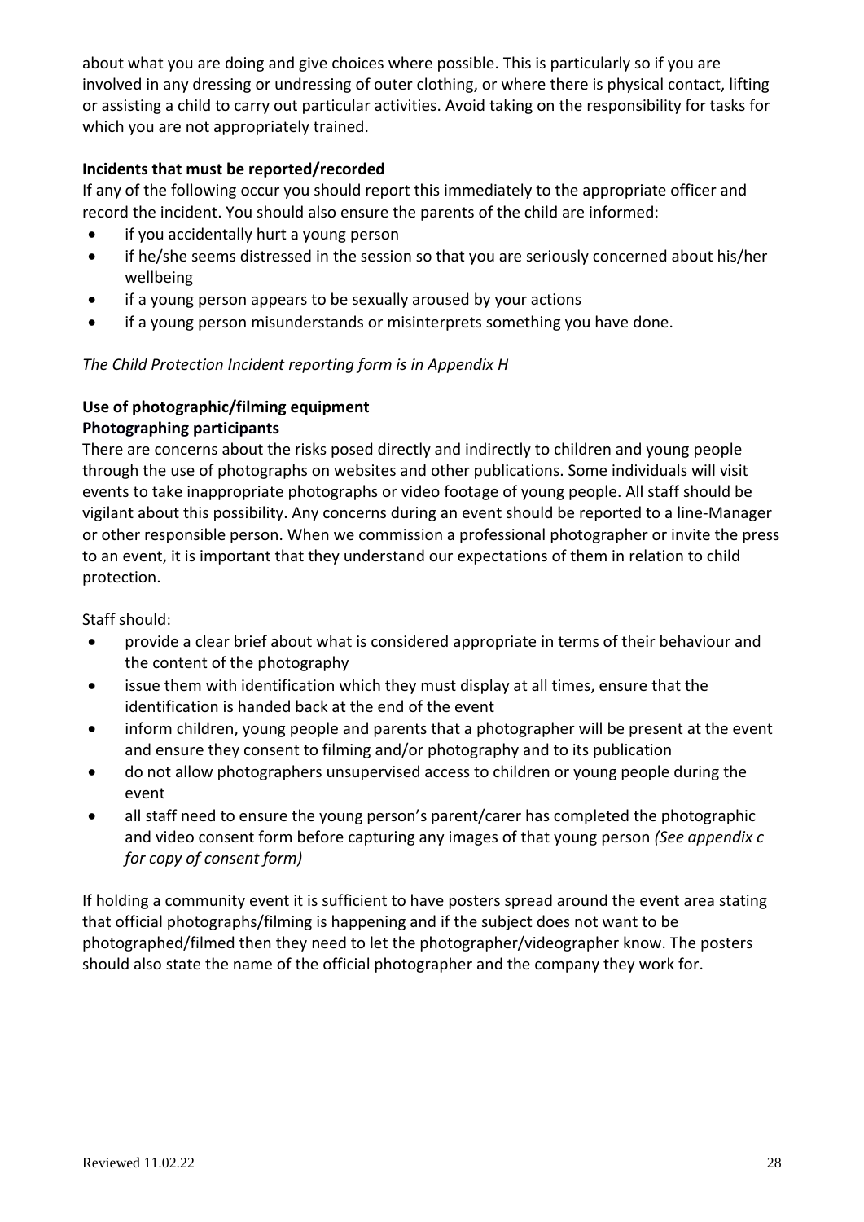about what you are doing and give choices where possible. This is particularly so if you are involved in any dressing or undressing of outer clothing, or where there is physical contact, lifting or assisting a child to carry out particular activities. Avoid taking on the responsibility for tasks for which you are not appropriately trained.

**Incidents that must be reported/recorded**

If any of the following occur you should report this immediately to the appropriate officer and record the incident. You should also ensure the parents of the child are informed:

- if you accidentally hurt a young person
- if he/she seems distressed in the session so that you are seriously concerned about his/her wellbeing
- if a young person appears to be sexually aroused by your actions
- if a young person misunderstands or misinterprets something you have done.

*The Child Protection Incident reporting form is in Appendix H*

**Use of photographic/filming equipment**

**Photographing participants**

There are concerns about the risks posed directly and indirectly to children and young people through the use of photographs on websites and other publications. Some individuals will visit events to take inappropriate photographs or video footage of young people. All staff should be vigilant about this possibility. Any concerns during an event should be reported to a line-Manager or other responsible person. When we commission a professional photographer or invite the press to an event, it is important that they understand our expectations of them in relation to child protection.

Staff should:

- provide a clear brief about what is considered appropriate in terms of their behaviour and the content of the photography
- issue them with identification which they must display at all times, ensure that the identification is handed back at the end of the event
- inform children, young people and parents that a photographer will be present at the event and ensure they consent to filming and/or photography and to its publication
- do not allow photographers unsupervised access to children or young people during the event
- all staff need to ensure the young person's parent/carer has completed the photographic and video consent form before capturing any images of that young person *(See appendix c for copy of consent form)*

If holding a community event it is sufficient to have posters spread around the event area stating that official photographs/filming is happening and if the subject does not want to be photographed/filmed then they need to let the photographer/videographer know. The posters should also state the name of the official photographer and the company they work for.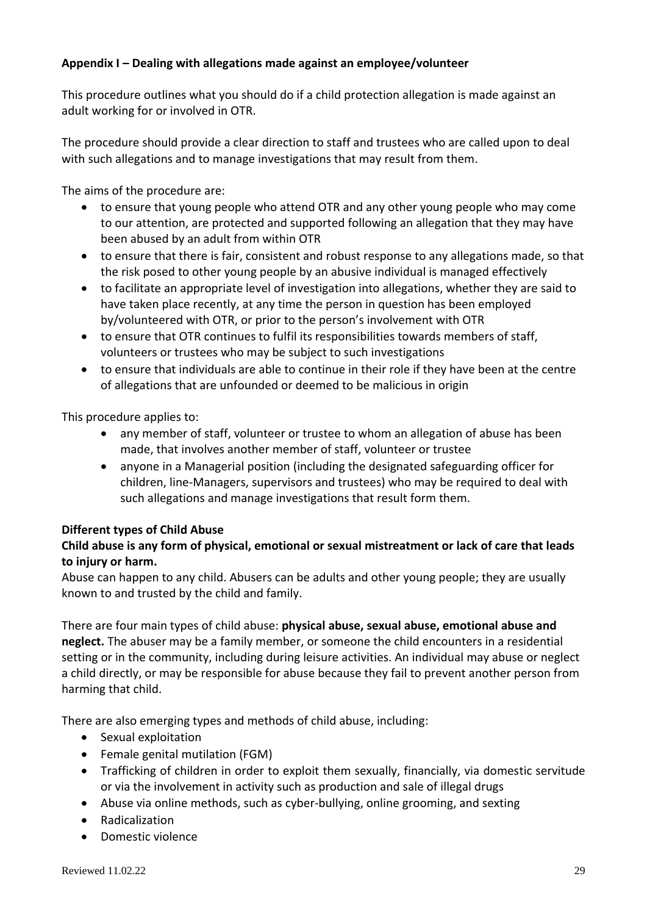**Appendix I – Dealing with allegations made against an employee/volunteer**

This procedure outlines what you should do if a child protection allegation is made against an adult working for or involved in OTR.

The procedure should provide a clear direction to staff and trustees who are called upon to deal with such allegations and to manage investigations that may result from them.

The aims of the procedure are:

- to ensure that young people who attend OTR and any other young people who may come to our attention, are protected and supported following an allegation that they may have been abused by an adult from within OTR
- to ensure that there is fair, consistent and robust response to any allegations made, so that the risk posed to other young people by an abusive individual is managed effectively
- to facilitate an appropriate level of investigation into allegations, whether they are said to have taken place recently, at any time the person in question has been employed by/volunteered with OTR, or prior to the person's involvement with OTR
- to ensure that OTR continues to fulfil its responsibilities towards members of staff, volunteers or trustees who may be subject to such investigations
- to ensure that individuals are able to continue in their role if they have been at the centre of allegations that are unfounded or deemed to be malicious in origin

This procedure applies to:

- any member of staff, volunteer or trustee to whom an allegation of abuse has been made, that involves another member of staff, volunteer or trustee
- anyone in a Managerial position (including the designated safeguarding officer for children, line-Managers, supervisors and trustees) who may be required to deal with such allegations and manage investigations that result form them.

**Different types of Child Abuse**

**Child abuse is any form of physical, emotional or sexual mistreatment or lack of care that leads to injury or harm.**

Abuse can happen to any child. Abusers can be adults and other young people; they are usually known to and trusted by the child and family.

There are four main types of child abuse: **physical abuse, sexual abuse, emotional abuse and neglect.** The abuser may be a family member, or someone the child encounters in a residential setting or in the community, including during leisure activities. An individual may abuse or neglect a child directly, or may be responsible for abuse because they fail to prevent another person from harming that child.

There are also emerging types and methods of child abuse, including:

- Sexual exploitation
- Female genital mutilation (FGM)
- Trafficking of children in order to exploit them sexually, financially, via domestic servitude or via the involvement in activity such as production and sale of illegal drugs
- Abuse via online methods, such as cyber-bullying, online grooming, and sexting
- Radicalization
- Domestic violence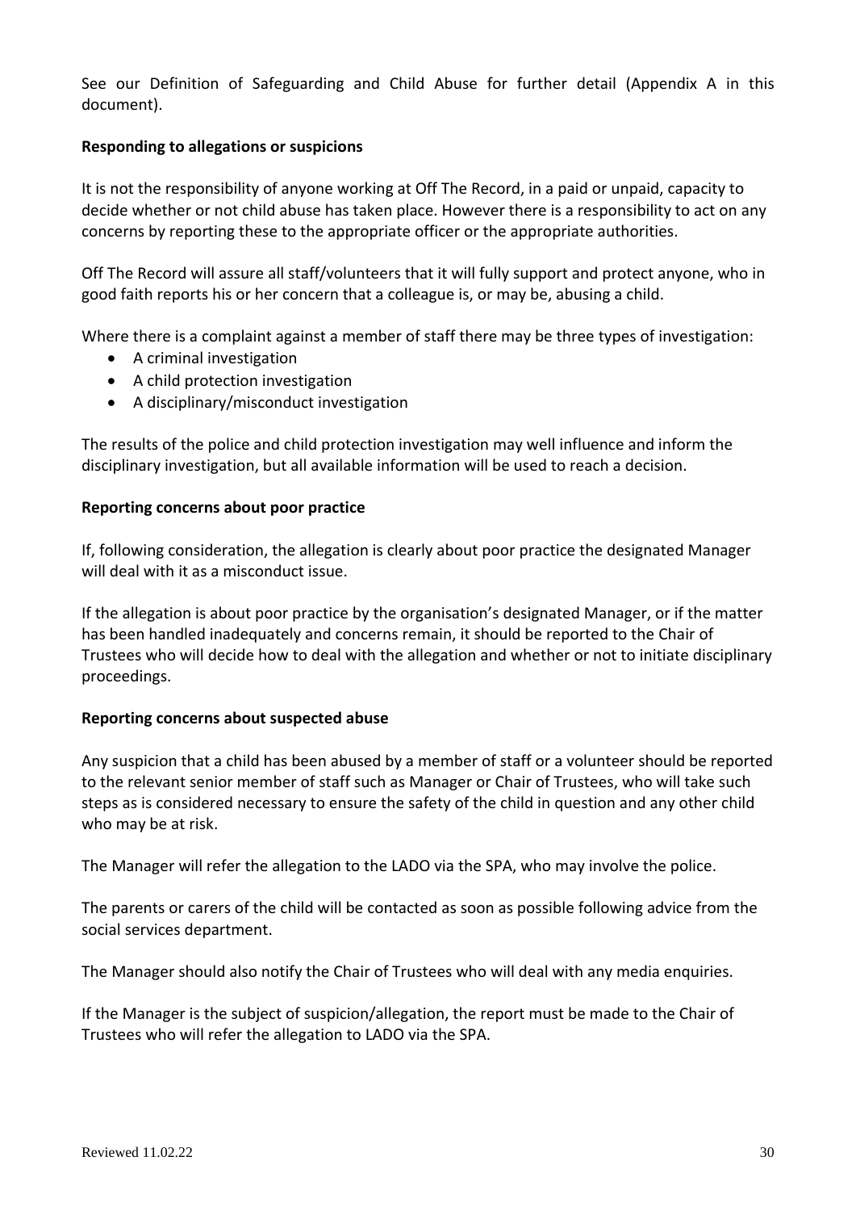See our Definition of Safeguarding and Child Abuse for further detail (Appendix A in this document).

**Responding to allegations or suspicions**

It is not the responsibility of anyone working at Off The Record, in a paid or unpaid, capacity to decide whether or not child abuse has taken place. However there is a responsibility to act on any concerns by reporting these to the appropriate officer or the appropriate authorities.

Off The Record will assure all staff/volunteers that it will fully support and protect anyone, who in good faith reports his or her concern that a colleague is, or may be, abusing a child.

Where there is a complaint against a member of staff there may be three types of investigation:

- A criminal investigation
- A child protection investigation
- A disciplinary/misconduct investigation

The results of the police and child protection investigation may well influence and inform the disciplinary investigation, but all available information will be used to reach a decision.

**Reporting concerns about poor practice**

If, following consideration, the allegation is clearly about poor practice the designated Manager will deal with it as a misconduct issue.

If the allegation is about poor practice by the organisation's designated Manager, or if the matter has been handled inadequately and concerns remain, it should be reported to the Chair of Trustees who will decide how to deal with the allegation and whether or not to initiate disciplinary proceedings.

**Reporting concerns about suspected abuse**

Any suspicion that a child has been abused by a member of staff or a volunteer should be reported to the relevant senior member of staff such as Manager or Chair of Trustees, who will take such steps as is considered necessary to ensure the safety of the child in question and any other child who may be at risk.

The Manager will refer the allegation to the LADO via the SPA, who may involve the police.

The parents or carers of the child will be contacted as soon as possible following advice from the social services department.

The Manager should also notify the Chair of Trustees who will deal with any media enquiries.

If the Manager is the subject of suspicion/allegation, the report must be made to the Chair of Trustees who will refer the allegation to LADO via the SPA.

Reviewed 11.02.22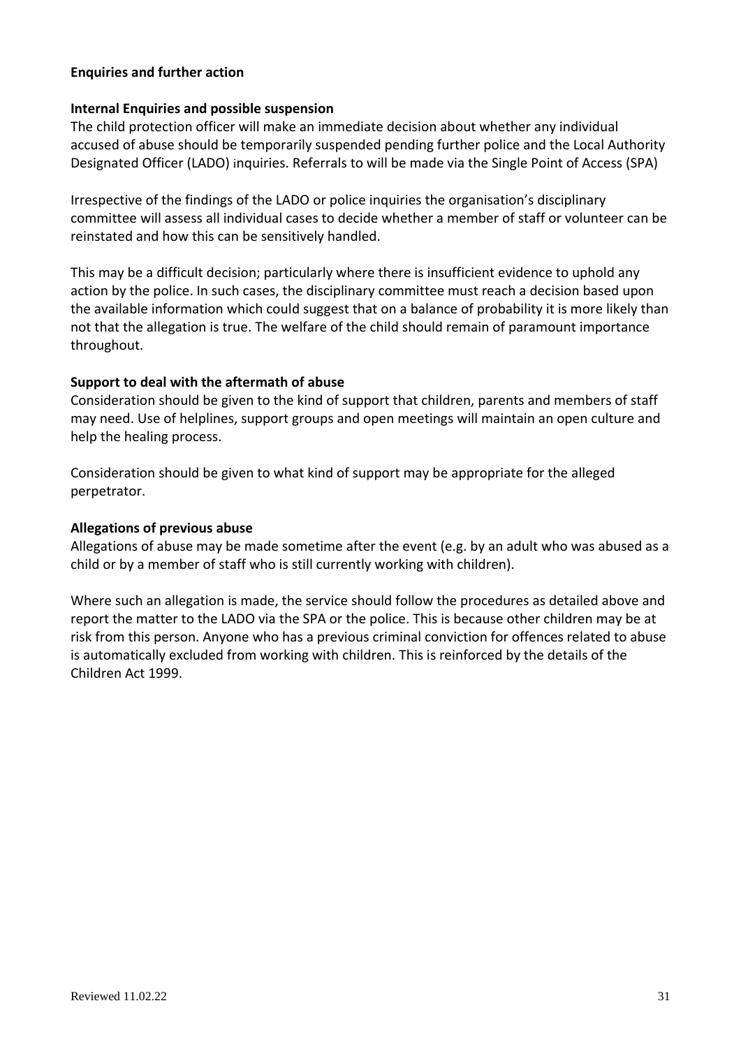**Enquiries and further action**

**Internal Enquiries and possible suspension**

The child protection officer will make an immediate decision about whether any individual accused of abuse should be temporarily suspended pending further police and the Local Authority Designated Officer (LADO) inquiries. Referrals to will be made via the Single Point of Access (SPA)

Irrespective of the findings of the LADO or police inquiries the organisation's disciplinary committee will assess all individual cases to decide whether a member of staff or volunteer can be reinstated and how this can be sensitively handled.

This may be a difficult decision; particularly where there is insufficient evidence to uphold any action by the police. In such cases, the disciplinary committee must reach a decision based upon the available information which could suggest that on a balance of probability it is more likely than not that the allegation is true. The welfare of the child should remain of paramount importance throughout.

**Support to deal with the aftermath of abuse**

Consideration should be given to the kind of support that children, parents and members of staff may need. Use of helplines, support groups and open meetings will maintain an open culture and help the healing process.

Consideration should be given to what kind of support may be appropriate for the alleged perpetrator.

**Allegations of previous abuse**

Allegations of abuse may be made sometime after the event (e.g. by an adult who was abused as a child or by a member of staff who is still currently working with children).

Where such an allegation is made, the service should follow the procedures as detailed above and report the matter to the LADO via the SPA or the police. This is because other children may be at risk from this person. Anyone who has a previous criminal conviction for offences related to abuse is automatically excluded from working with children. This is reinforced by the details of the Children Act 1999.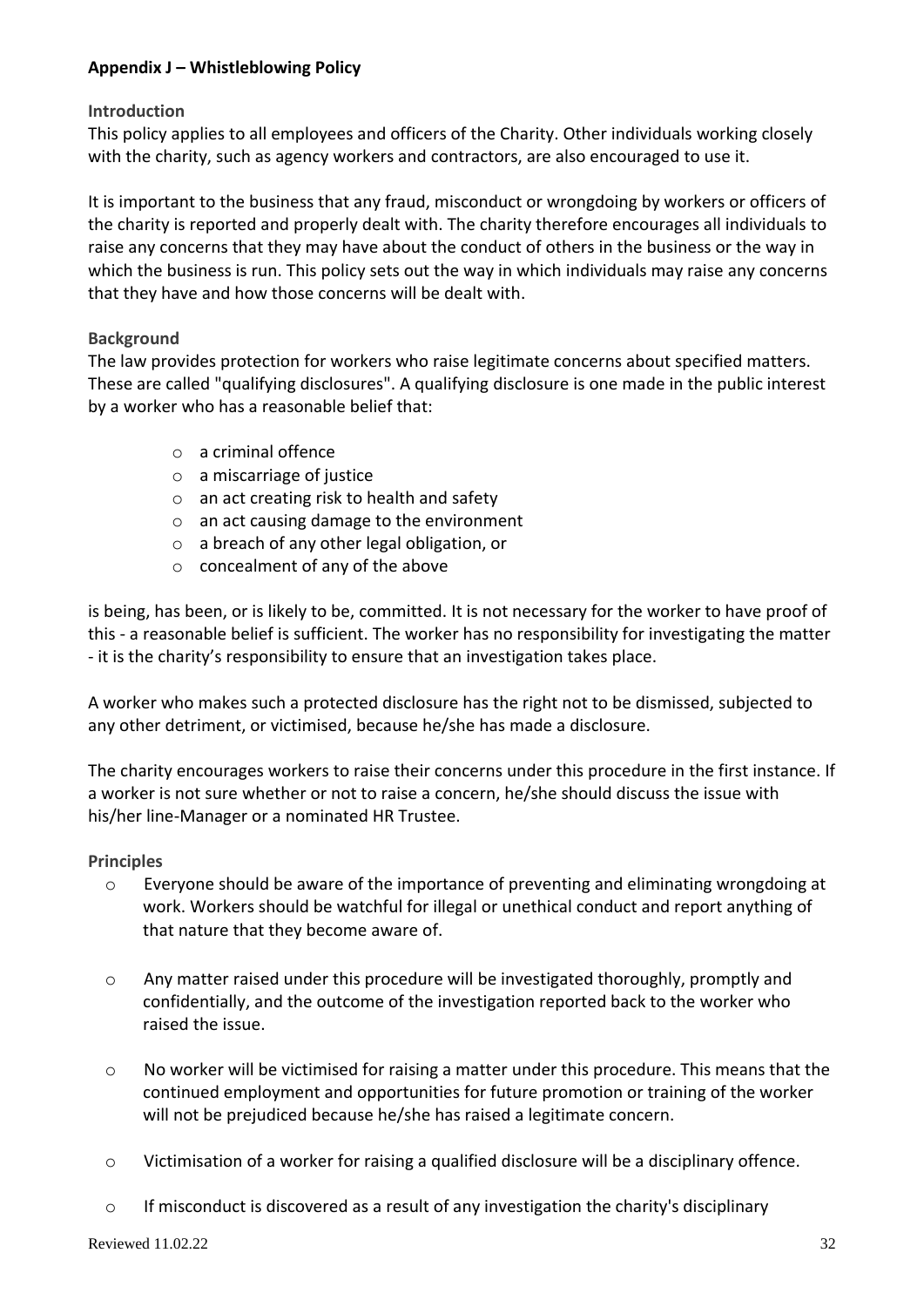**Appendix J – Whistleblowing Policy**

### Introduction

This policy applies to all employees and officers of the Charity. Other individuals working closely with the charity, such as agency workers and contractors, are also encouraged to use it.

It is important to the business that any fraud, misconduct or wrongdoing by workers or officers of the charity is reported and properly dealt with. The charity therefore encourages all individuals to raise any concerns that they may have about the conduct of others in the business or the way in which the business is run. This policy sets out the way in which individuals may raise any concerns that they have and how those concerns will be dealt with.

### Background

The law provides protection for workers who raise legitimate concerns about specified matters. These are called "qualifying disclosures". A qualifying disclosure is one made in the public interest by a worker who has a reasonable belief that:

- a criminal offence
- a miscarriage of justice
- an act creating risk to health and safety
- an act causing damage to the environment
- a breach of any other legal obligation, or
- concealment of any of the above

is being, has been, or is likely to be, committed. It is not necessary for the worker to have proof of this - a reasonable belief is sufficient. The worker has no responsibility for investigating the matter - it is the charity's responsibility to ensure that an investigation takes place.

A worker who makes such a protected disclosure has the right not to be dismissed, subjected to any other detriment, or victimised, because he/she has made a disclosure.

The charity encourages workers to raise their concerns under this procedure in the first instance. If a worker is not sure whether or not to raise a concern, he/she should discuss the issue with his/her line-Manager or a nominated HR Trustee.

### Principles

- Everyone should be aware of the importance of preventing and eliminating wrongdoing at work. Workers should be watchful for illegal or unethical conduct and report anything of that nature that they become aware of.
- Any matter raised under this procedure will be investigated thoroughly, promptly and confidentially, and the outcome of the investigation reported back to the worker who raised the issue.
- No worker will be victimised for raising a matter under this procedure. This means that the continued employment and opportunities for future promotion or training of the worker will not be prejudiced because he/she has raised a legitimate concern.
- Victimisation of a worker for raising a qualified disclosure will be a disciplinary offence.
- If misconduct is discovered as a result of any investigation the charity's disciplinary

Reviewed 11.02.22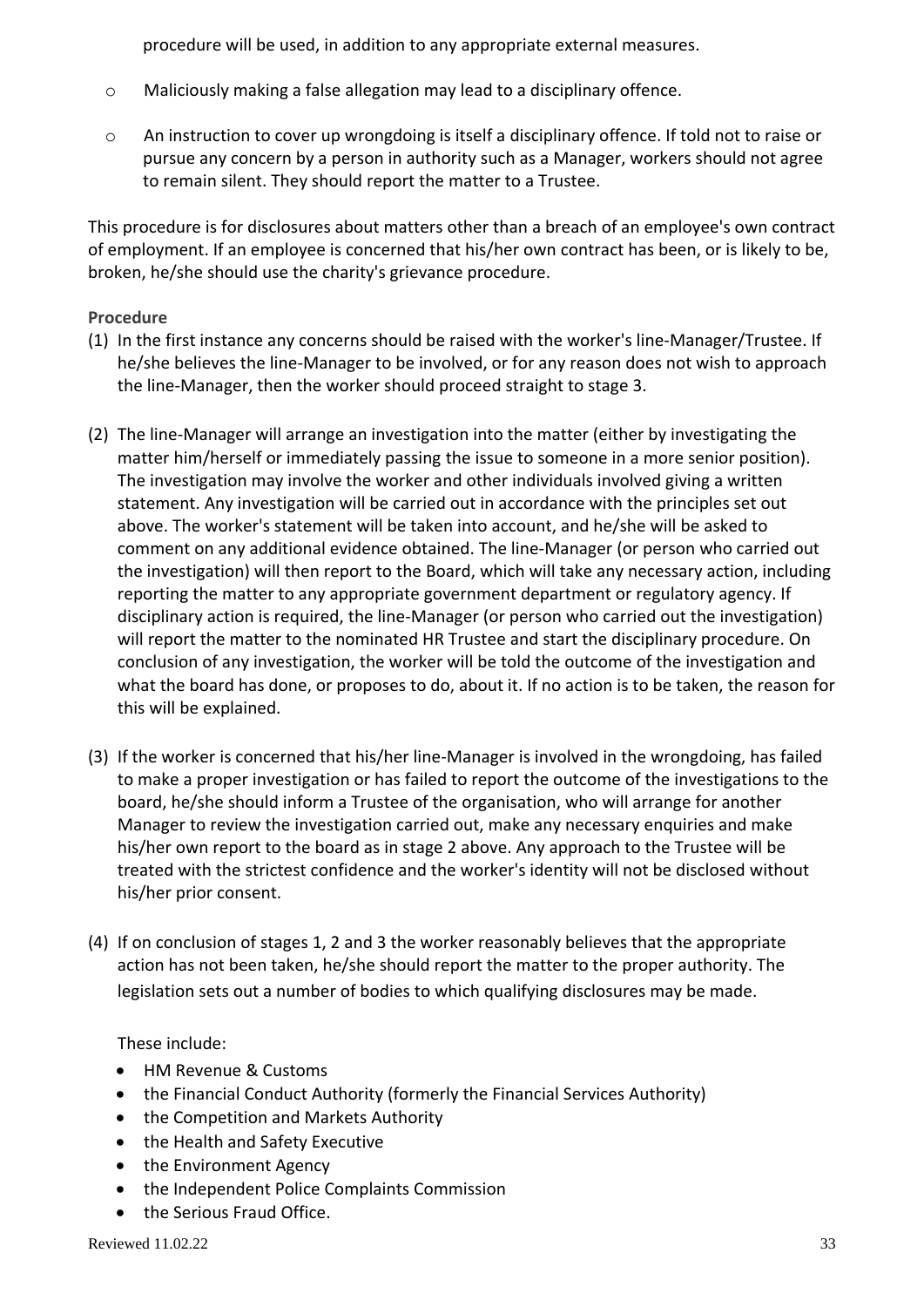procedure will be used, in addition to any appropriate external measures.

- Maliciously making a false allegation may lead to a disciplinary offence.
- An instruction to cover up wrongdoing is itself a disciplinary offence. If told not to raise or pursue any concern by a person in authority such as a Manager, workers should not agree to remain silent. They should report the matter to a Trustee.

This procedure is for disclosures about matters other than a breach of an employee's own contract of employment. If an employee is concerned that his/her own contract has been, or is likely to be, broken, he/she should use the charity's grievance procedure.

**Procedure**

(1) In the first instance any concerns should be raised with the worker's line-Manager/Trustee. If he/she believes the line-Manager to be involved, or for any reason does not wish to approach the line-Manager, then the worker should proceed straight to stage 3.

(2) The line-Manager will arrange an investigation into the matter (either by investigating the matter him/herself or immediately passing the issue to someone in a more senior position). The investigation may involve the worker and other individuals involved giving a written statement. Any investigation will be carried out in accordance with the principles set out above. The worker's statement will be taken into account, and he/she will be asked to comment on any additional evidence obtained. The line-Manager (or person who carried out the investigation) will then report to the Board, which will take any necessary action, including reporting the matter to any appropriate government department or regulatory agency. If disciplinary action is required, the line-Manager (or person who carried out the investigation) will report the matter to the nominated HR Trustee and start the disciplinary procedure. On conclusion of any investigation, the worker will be told the outcome of the investigation and what the board has done, or proposes to do, about it. If no action is to be taken, the reason for this will be explained.

(3) If the worker is concerned that his/her line-Manager is involved in the wrongdoing, has failed to make a proper investigation or has failed to report the outcome of the investigations to the board, he/she should inform a Trustee of the organisation, who will arrange for another Manager to review the investigation carried out, make any necessary enquiries and make his/her own report to the board as in stage 2 above. Any approach to the Trustee will be treated with the strictest confidence and the worker's identity will not be disclosed without his/her prior consent.

(4) If on conclusion of stages 1, 2 and 3 the worker reasonably believes that the appropriate action has not been taken, he/she should report the matter to the proper authority. The legislation sets out a number of bodies to which qualifying disclosures may be made.

These include:

- HM Revenue & Customs
- the Financial Conduct Authority (formerly the Financial Services Authority)
- the Competition and Markets Authority
- the Health and Safety Executive
- the Environment Agency
- the Independent Police Complaints Commission
- the Serious Fraud Office.

Reviewed 11.02.22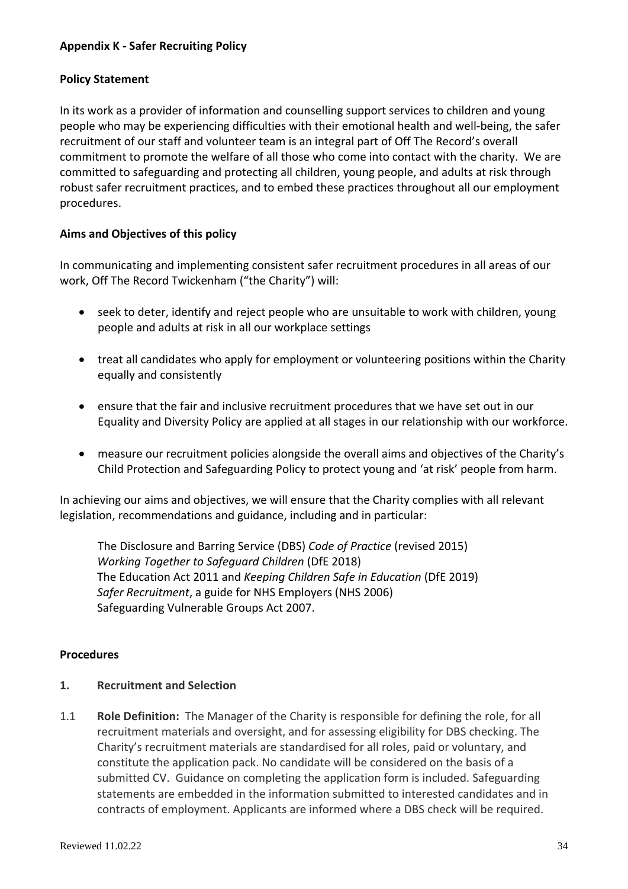**Appendix K - Safer Recruiting Policy**

**Policy Statement**

In its work as a provider of information and counselling support services to children and young people who may be experiencing difficulties with their emotional health and well-being, the safer recruitment of our staff and volunteer team is an integral part of Off The Record's overall commitment to promote the welfare of all those who come into contact with the charity. We are committed to safeguarding and protecting all children, young people, and adults at risk through robust safer recruitment practices, and to embed these practices throughout all our employment procedures.

**Aims and Objectives of this policy**

In communicating and implementing consistent safer recruitment procedures in all areas of our work, Off The Record Twickenham ("the Charity") will:

- seek to deter, identify and reject people who are unsuitable to work with children, young people and adults at risk in all our workplace settings
- treat all candidates who apply for employment or volunteering positions within the Charity equally and consistently
- ensure that the fair and inclusive recruitment procedures that we have set out in our Equality and Diversity Policy are applied at all stages in our relationship with our workforce.
- measure our recruitment policies alongside the overall aims and objectives of the Charity's Child Protection and Safeguarding Policy to protect young and 'at risk' people from harm.

In achieving our aims and objectives, we will ensure that the Charity complies with all relevant legislation, recommendations and guidance, including and in particular:

The Disclosure and Barring Service (DBS) *Code of Practice* (revised 2015)
*Working Together to Safeguard Children* (DfE 2018)
The Education Act 2011 and *Keeping Children Safe in Education* (DfE 2019)
*Safer Recruitment*, a guide for NHS Employers (NHS 2006)
Safeguarding Vulnerable Groups Act 2007.

**Procedures**

**1. Recruitment and Selection**

1.1 **Role Definition:** The Manager of the Charity is responsible for defining the role, for all recruitment materials and oversight, and for assessing eligibility for DBS checking. The Charity's recruitment materials are standardised for all roles, paid or voluntary, and constitute the application pack. No candidate will be considered on the basis of a submitted CV. Guidance on completing the application form is included. Safeguarding statements are embedded in the information submitted to interested candidates and in contracts of employment. Applicants are informed where a DBS check will be required.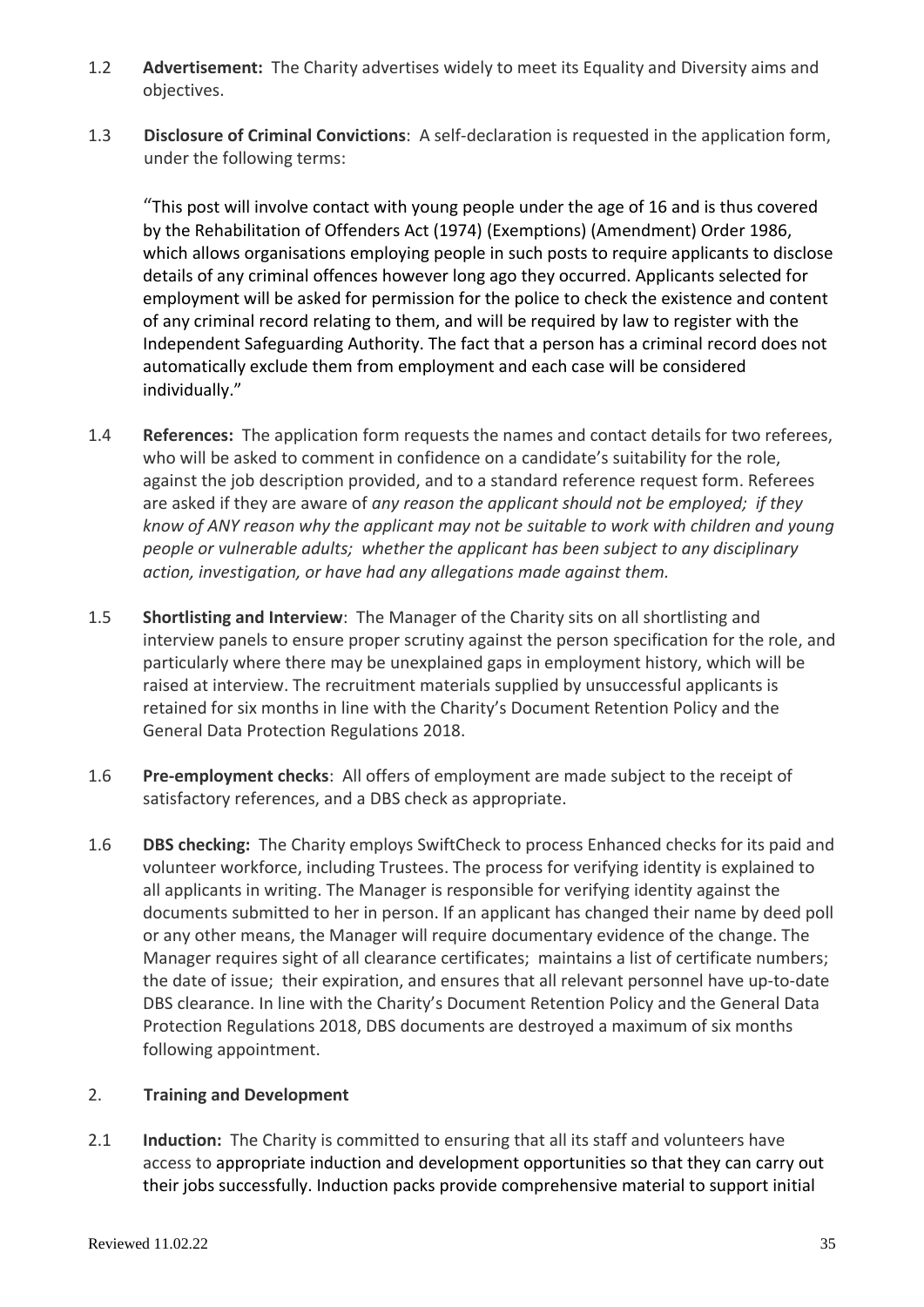1.2 **Advertisement:** The Charity advertises widely to meet its Equality and Diversity aims and objectives.

1.3 **Disclosure of Criminal Convictions**: A self-declaration is requested in the application form, under the following terms:

> "This post will involve contact with young people under the age of 16 and is thus covered by the Rehabilitation of Offenders Act (1974) (Exemptions) (Amendment) Order 1986, which allows organisations employing people in such posts to require applicants to disclose details of any criminal offences however long ago they occurred. Applicants selected for employment will be asked for permission for the police to check the existence and content of any criminal record relating to them, and will be required by law to register with the Independent Safeguarding Authority. The fact that a person has a criminal record does not automatically exclude them from employment and each case will be considered individually."

1.4 **References:** The application form requests the names and contact details for two referees, who will be asked to comment in confidence on a candidate's suitability for the role, against the job description provided, and to a standard reference request form. Referees are asked if they are aware of *any reason the applicant should not be employed; if they know of ANY reason why the applicant may not be suitable to work with children and young people or vulnerable adults; whether the applicant has been subject to any disciplinary action, investigation, or have had any allegations made against them.*

1.5 **Shortlisting and Interview**: The Manager of the Charity sits on all shortlisting and interview panels to ensure proper scrutiny against the person specification for the role, and particularly where there may be unexplained gaps in employment history, which will be raised at interview. The recruitment materials supplied by unsuccessful applicants is retained for six months in line with the Charity's Document Retention Policy and the General Data Protection Regulations 2018.

1.6 **Pre-employment checks**: All offers of employment are made subject to the receipt of satisfactory references, and a DBS check as appropriate.

1.6 **DBS checking:** The Charity employs SwiftCheck to process Enhanced checks for its paid and volunteer workforce, including Trustees. The process for verifying identity is explained to all applicants in writing. The Manager is responsible for verifying identity against the documents submitted to her in person. If an applicant has changed their name by deed poll or any other means, the Manager will require documentary evidence of the change. The Manager requires sight of all clearance certificates; maintains a list of certificate numbers; the date of issue; their expiration, and ensures that all relevant personnel have up-to-date DBS clearance. In line with the Charity's Document Retention Policy and the General Data Protection Regulations 2018, DBS documents are destroyed a maximum of six months following appointment.

## 2. Training and Development

2.1 **Induction:** The Charity is committed to ensuring that all its staff and volunteers have access to appropriate induction and development opportunities so that they can carry out their jobs successfully. Induction packs provide comprehensive material to support initial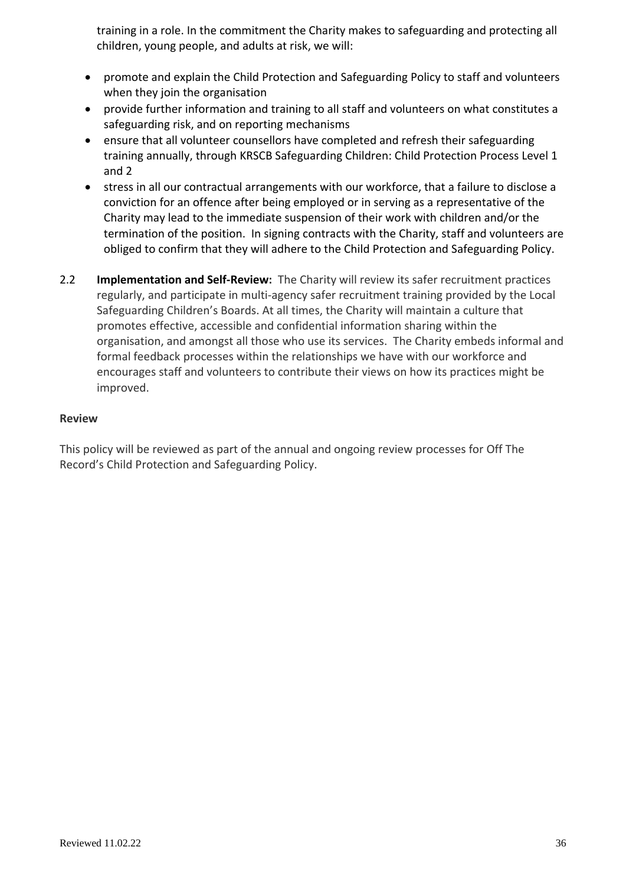training in a role. In the commitment the Charity makes to safeguarding and protecting all children, young people, and adults at risk, we will:

- promote and explain the Child Protection and Safeguarding Policy to staff and volunteers when they join the organisation
- provide further information and training to all staff and volunteers on what constitutes a safeguarding risk, and on reporting mechanisms
- ensure that all volunteer counsellors have completed and refresh their safeguarding training annually, through KRSCB Safeguarding Children: Child Protection Process Level 1 and 2
- stress in all our contractual arrangements with our workforce, that a failure to disclose a conviction for an offence after being employed or in serving as a representative of the Charity may lead to the immediate suspension of their work with children and/or the termination of the position. In signing contracts with the Charity, staff and volunteers are obliged to confirm that they will adhere to the Child Protection and Safeguarding Policy.

2.2 **Implementation and Self-Review:** The Charity will review its safer recruitment practices regularly, and participate in multi-agency safer recruitment training provided by the Local Safeguarding Children's Boards. At all times, the Charity will maintain a culture that promotes effective, accessible and confidential information sharing within the organisation, and amongst all those who use its services. The Charity embeds informal and formal feedback processes within the relationships we have with our workforce and encourages staff and volunteers to contribute their views on how its practices might be improved.

**Review**

This policy will be reviewed as part of the annual and ongoing review processes for Off The Record's Child Protection and Safeguarding Policy.

Reviewed 11.02.22